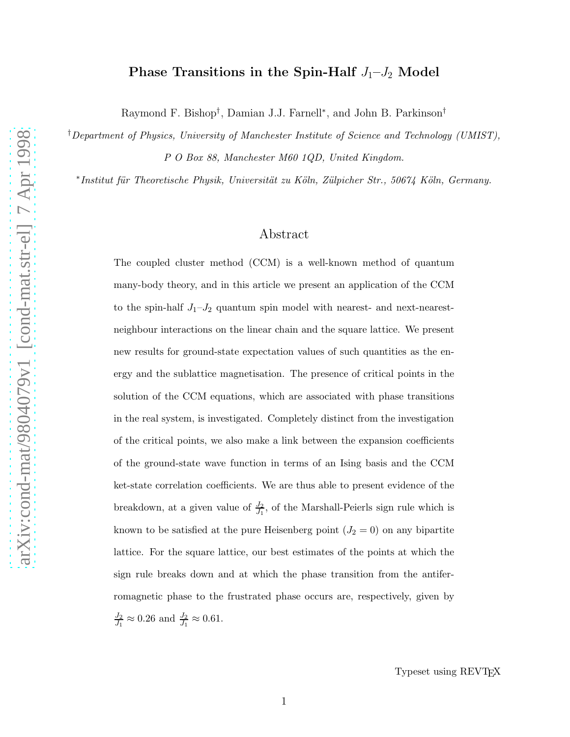# Phase Transitions in the Spin-Half $J_1$–$J_2$ Model

Raymond F. Bishop[†], Damian J.J. Farnell[*], and John B. Parkinson[†]

[†]*Department of Physics, University of Manchester Institute of Science and Technology (UMIST), P O Box 88, Manchester M60 1QD, United Kingdom.*

[*]*Institut für Theoretische Physik, Universität zu Köln, Zülpicher Str., 50674 Köln, Germany.*

## Abstract

The coupled cluster method (CCM) is a well-known method of quantum many-body theory, and in this article we present an application of the CCM to the spin-half $J_1$–$J_2$ quantum spin model with nearest- and next-nearest-neighbour interactions on the linear chain and the square lattice. We present new results for ground-state expectation values of such quantities as the energy and the sublattice magnetisation. The presence of critical points in the solution of the CCM equations, which are associated with phase transitions in the real system, is investigated. Completely distinct from the investigation of the critical points, we also make a link between the expansion coefficients of the ground-state wave function in terms of an Ising basis and the CCM ket-state correlation coefficients. We are thus able to present evidence of the breakdown, at a given value of $\frac{J_2}{J_1}$, of the Marshall-Peierls sign rule which is known to be satisfied at the pure Heisenberg point ($J_2 = 0$) on any bipartite lattice. For the square lattice, our best estimates of the points at which the sign rule breaks down and at which the phase transition from the antiferromagnetic phase to the frustrated phase occurs are, respectively, given by $\frac{J_2}{J_1} \approx 0.26$ and $\frac{J_2}{J_1} \approx 0.61$.

Typeset using REVTEX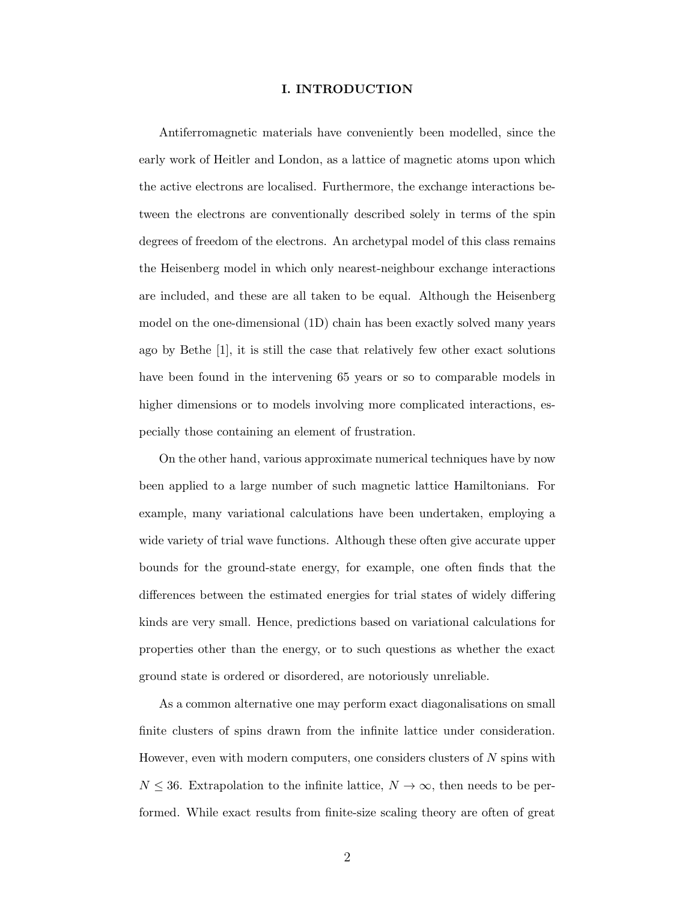## I. INTRODUCTION

Antiferromagnetic materials have conveniently been modelled, since the early work of Heitler and London, as a lattice of magnetic atoms upon which the active electrons are localised. Furthermore, the exchange interactions between the electrons are conventionally described solely in terms of the spin degrees of freedom of the electrons. An archetypal model of this class remains the Heisenberg model in which only nearest-neighbour exchange interactions are included, and these are all taken to be equal. Although the Heisenberg model on the one-dimensional (1D) chain has been exactly solved many years ago by Bethe [1], it is still the case that relatively few other exact solutions have been found in the intervening 65 years or so to comparable models in higher dimensions or to models involving more complicated interactions, especially those containing an element of frustration.

On the other hand, various approximate numerical techniques have by now been applied to a large number of such magnetic lattice Hamiltonians. For example, many variational calculations have been undertaken, employing a wide variety of trial wave functions. Although these often give accurate upper bounds for the ground-state energy, for example, one often finds that the differences between the estimated energies for trial states of widely differing kinds are very small. Hence, predictions based on variational calculations for properties other than the energy, or to such questions as whether the exact ground state is ordered or disordered, are notoriously unreliable.

As a common alternative one may perform exact diagonalisations on small finite clusters of spins drawn from the infinite lattice under consideration. However, even with modern computers, one considers clusters of $N$ spins with $N \leq 36$. Extrapolation to the infinite lattice, $N \to \infty$, then needs to be performed. While exact results from finite-size scaling theory are often of great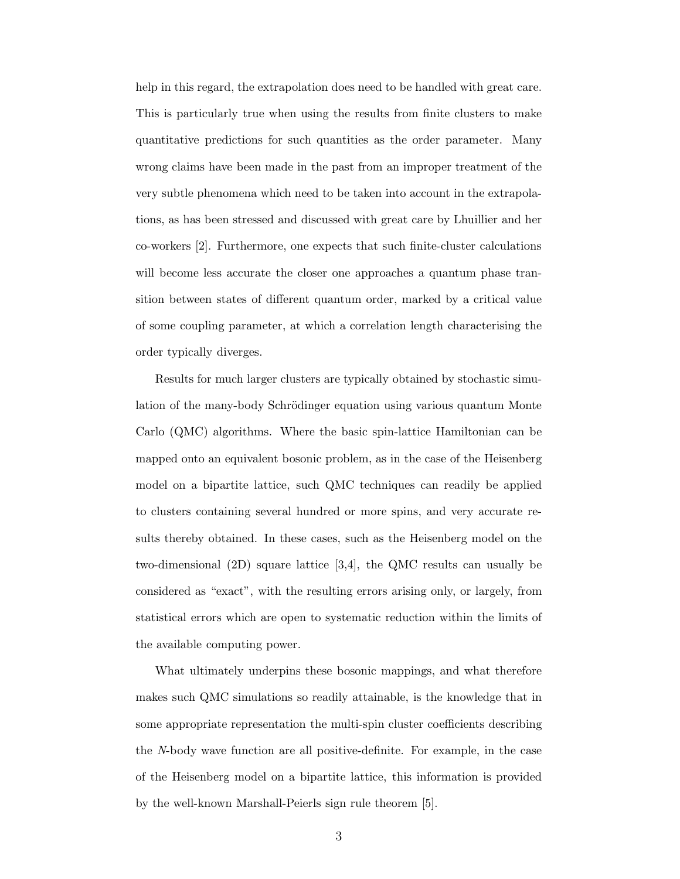help in this regard, the extrapolation does need to be handled with great care. This is particularly true when using the results from finite clusters to make quantitative predictions for such quantities as the order parameter. Many wrong claims have been made in the past from an improper treatment of the very subtle phenomena which need to be taken into account in the extrapolations, as has been stressed and discussed with great care by Lhuillier and her co-workers [2]. Furthermore, one expects that such finite-cluster calculations will become less accurate the closer one approaches a quantum phase transition between states of different quantum order, marked by a critical value of some coupling parameter, at which a correlation length characterising the order typically diverges.

Results for much larger clusters are typically obtained by stochastic simulation of the many-body Schrödinger equation using various quantum Monte Carlo (QMC) algorithms. Where the basic spin-lattice Hamiltonian can be mapped onto an equivalent bosonic problem, as in the case of the Heisenberg model on a bipartite lattice, such QMC techniques can readily be applied to clusters containing several hundred or more spins, and very accurate results thereby obtained. In these cases, such as the Heisenberg model on the two-dimensional (2D) square lattice [3,4], the QMC results can usually be considered as "exact", with the resulting errors arising only, or largely, from statistical errors which are open to systematic reduction within the limits of the available computing power.

What ultimately underpins these bosonic mappings, and what therefore makes such QMC simulations so readily attainable, is the knowledge that in some appropriate representation the multi-spin cluster coefficients describing the $N$-body wave function are all positive-definite. For example, in the case of the Heisenberg model on a bipartite lattice, this information is provided by the well-known Marshall-Peierls sign rule theorem [5].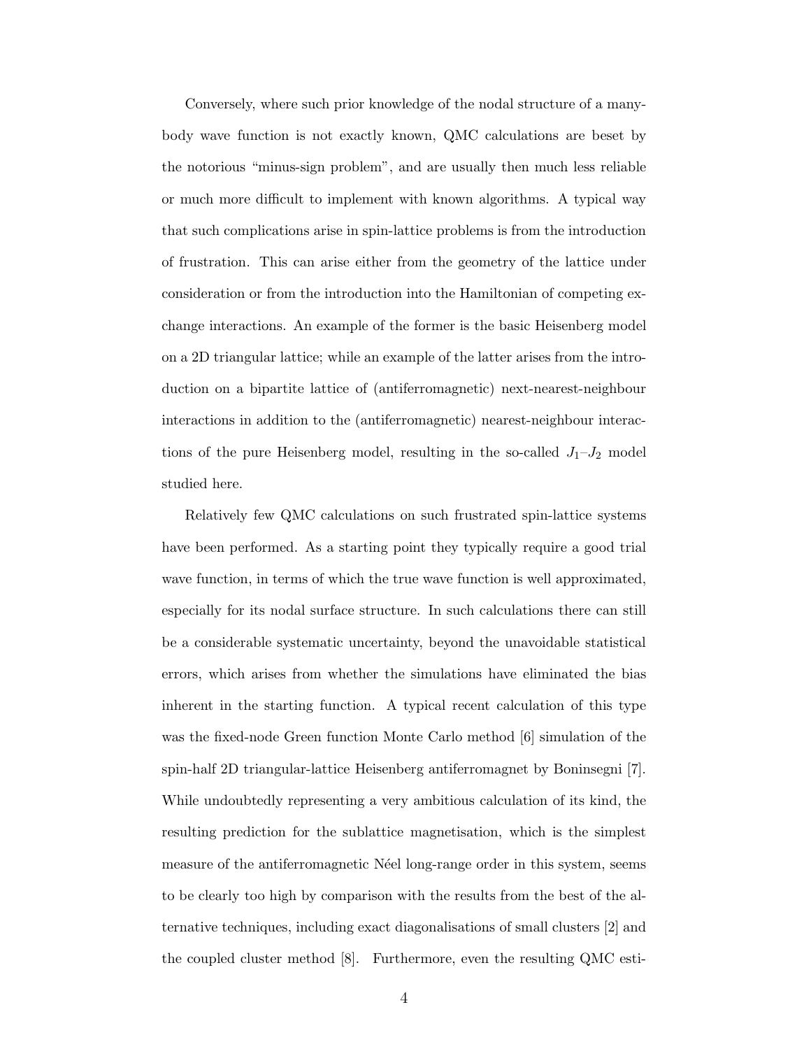Conversely, where such prior knowledge of the nodal structure of a many-body wave function is not exactly known, QMC calculations are beset by the notorious "minus-sign problem", and are usually then much less reliable or much more difficult to implement with known algorithms. A typical way that such complications arise in spin-lattice problems is from the introduction of frustration. This can arise either from the geometry of the lattice under consideration or from the introduction into the Hamiltonian of competing exchange interactions. An example of the former is the basic Heisenberg model on a 2D triangular lattice; while an example of the latter arises from the introduction on a bipartite lattice of (antiferromagnetic) next-nearest-neighbour interactions in addition to the (antiferromagnetic) nearest-neighbour interactions of the pure Heisenberg model, resulting in the so-called $J_1$–$J_2$ model studied here.

Relatively few QMC calculations on such frustrated spin-lattice systems have been performed. As a starting point they typically require a good trial wave function, in terms of which the true wave function is well approximated, especially for its nodal surface structure. In such calculations there can still be a considerable systematic uncertainty, beyond the unavoidable statistical errors, which arises from whether the simulations have eliminated the bias inherent in the starting function. A typical recent calculation of this type was the fixed-node Green function Monte Carlo method [6] simulation of the spin-half 2D triangular-lattice Heisenberg antiferromagnet by Boninsegni [7]. While undoubtedly representing a very ambitious calculation of its kind, the resulting prediction for the sublattice magnetisation, which is the simplest measure of the antiferromagnetic Néel long-range order in this system, seems to be clearly too high by comparison with the results from the best of the alternative techniques, including exact diagonalisations of small clusters [2] and the coupled cluster method [8]. Furthermore, even the resulting QMC esti-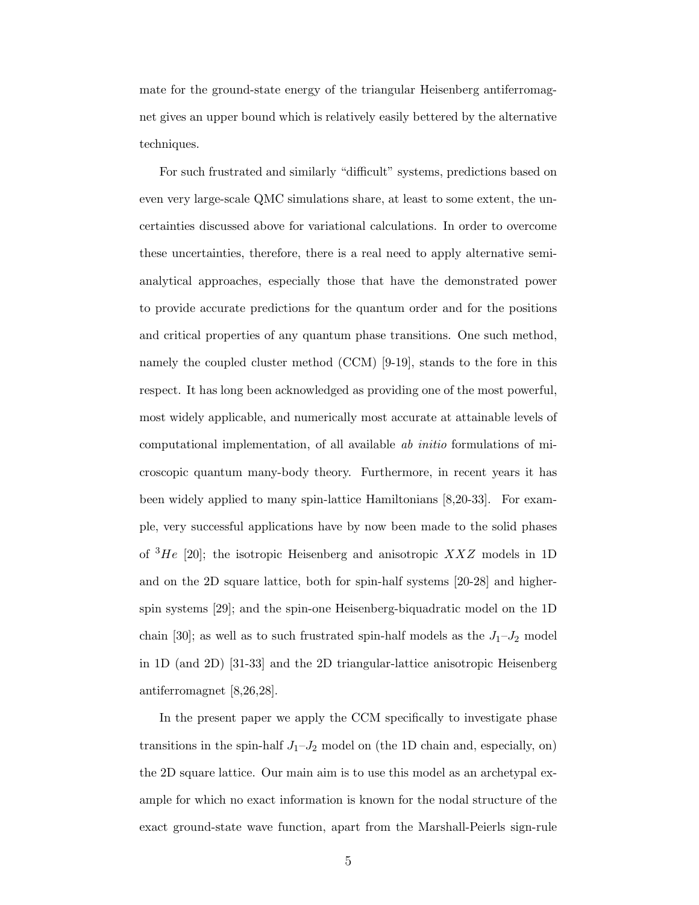mate for the ground-state energy of the triangular Heisenberg antiferromagnet gives an upper bound which is relatively easily bettered by the alternative techniques.

For such frustrated and similarly "difficult" systems, predictions based on even very large-scale QMC simulations share, at least to some extent, the uncertainties discussed above for variational calculations. In order to overcome these uncertainties, therefore, there is a real need to apply alternative semi-analytical approaches, especially those that have the demonstrated power to provide accurate predictions for the quantum order and for the positions and critical properties of any quantum phase transitions. One such method, namely the coupled cluster method (CCM) [9-19], stands to the fore in this respect. It has long been acknowledged as providing one of the most powerful, most widely applicable, and numerically most accurate at attainable levels of computational implementation, of all available *ab initio* formulations of microscopic quantum many-body theory. Furthermore, in recent years it has been widely applied to many spin-lattice Hamiltonians [8,20-33]. For example, very successful applications have by now been made to the solid phases of $^3He$ [20]; the isotropic Heisenberg and anisotropic $XXZ$ models in 1D and on the 2D square lattice, both for spin-half systems [20-28] and higher-spin systems [29]; and the spin-one Heisenberg-biquadratic model on the 1D chain [30]; as well as to such frustrated spin-half models as the $J_1$–$J_2$ model in 1D (and 2D) [31-33] and the 2D triangular-lattice anisotropic Heisenberg antiferromagnet [8,26,28].

In the present paper we apply the CCM specifically to investigate phase transitions in the spin-half $J_1$–$J_2$ model on (the 1D chain and, especially, on) the 2D square lattice. Our main aim is to use this model as an archetypal example for which no exact information is known for the nodal structure of the exact ground-state wave function, apart from the Marshall-Peierls sign-rule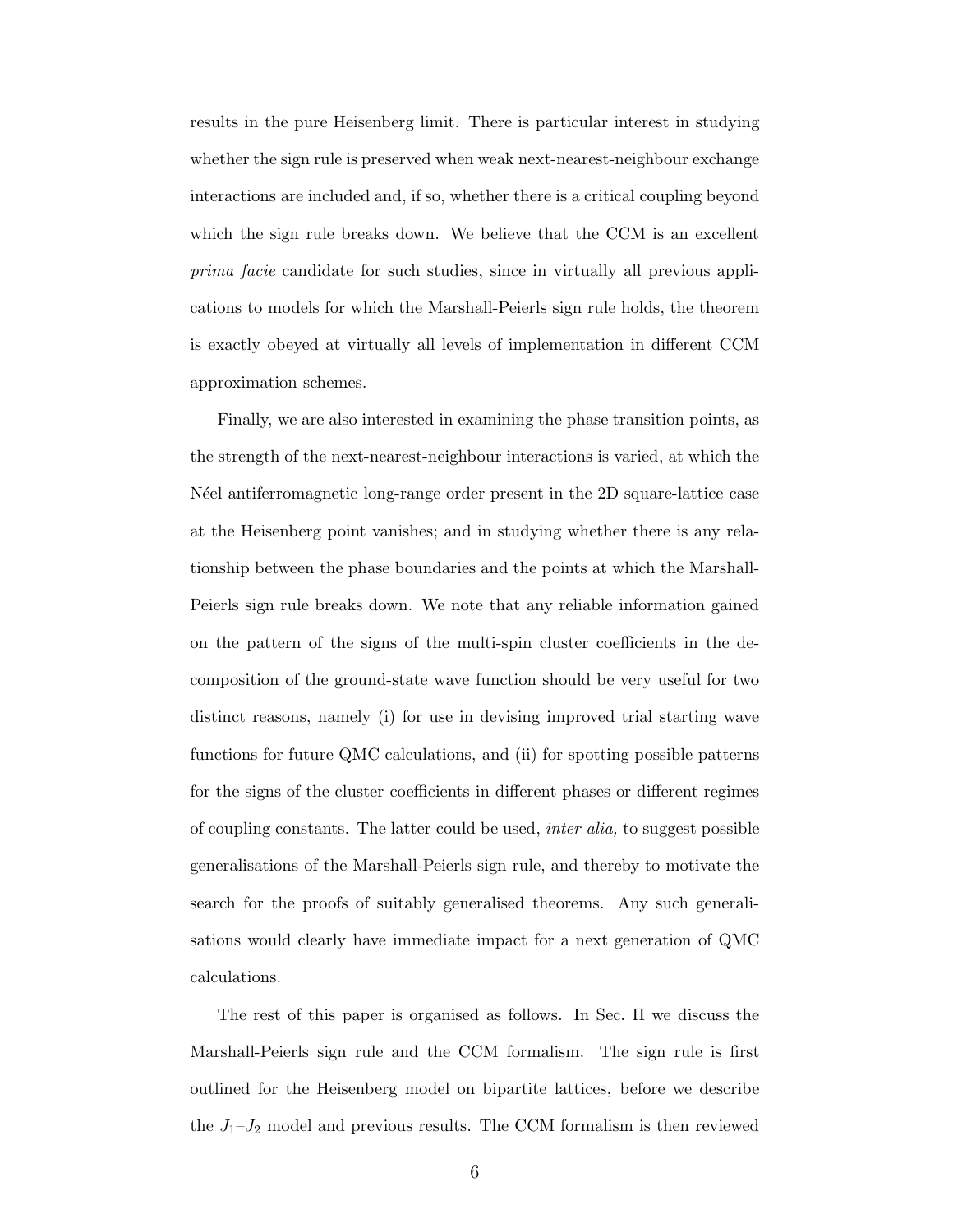results in the pure Heisenberg limit. There is particular interest in studying whether the sign rule is preserved when weak next-nearest-neighbour exchange interactions are included and, if so, whether there is a critical coupling beyond which the sign rule breaks down. We believe that the CCM is an excellent *prima facie* candidate for such studies, since in virtually all previous applications to models for which the Marshall-Peierls sign rule holds, the theorem is exactly obeyed at virtually all levels of implementation in different CCM approximation schemes.

Finally, we are also interested in examining the phase transition points, as the strength of the next-nearest-neighbour interactions is varied, at which the Néel antiferromagnetic long-range order present in the 2D square-lattice case at the Heisenberg point vanishes; and in studying whether there is any relationship between the phase boundaries and the points at which the Marshall-Peierls sign rule breaks down. We note that any reliable information gained on the pattern of the signs of the multi-spin cluster coefficients in the decomposition of the ground-state wave function should be very useful for two distinct reasons, namely (i) for use in devising improved trial starting wave functions for future QMC calculations, and (ii) for spotting possible patterns for the signs of the cluster coefficients in different phases or different regimes of coupling constants. The latter could be used, *inter alia,* to suggest possible generalisations of the Marshall-Peierls sign rule, and thereby to motivate the search for the proofs of suitably generalised theorems. Any such generalisations would clearly have immediate impact for a next generation of QMC calculations.

The rest of this paper is organised as follows. In Sec. II we discuss the Marshall-Peierls sign rule and the CCM formalism. The sign rule is first outlined for the Heisenberg model on bipartite lattices, before we describe the $J_1$–$J_2$ model and previous results. The CCM formalism is then reviewed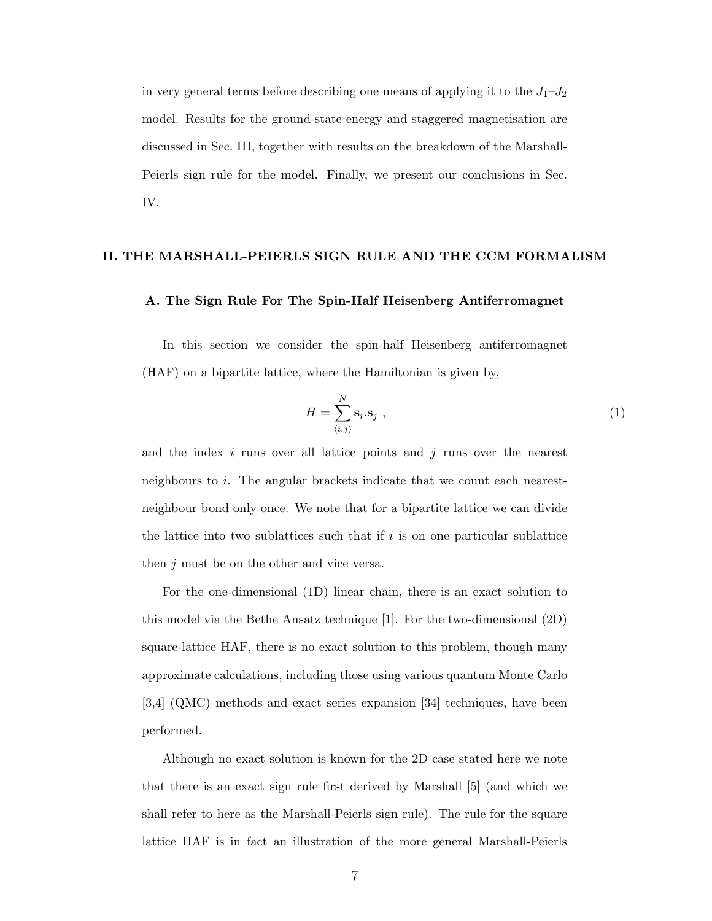in very general terms before describing one means of applying it to the $J_1$–$J_2$ model. Results for the ground-state energy and staggered magnetisation are discussed in Sec. III, together with results on the breakdown of the Marshall-Peierls sign rule for the model. Finally, we present our conclusions in Sec. IV.

## II. THE MARSHALL-PEIERLS SIGN RULE AND THE CCM FORMALISM

### A. The Sign Rule For The Spin-Half Heisenberg Antiferromagnet

In this section we consider the spin-half Heisenberg antiferromagnet (HAF) on a bipartite lattice, where the Hamiltonian is given by,

$$H = \sum_{\langle i,j \rangle}^{N} \mathbf{s}_i . \mathbf{s}_j \ , \tag{1}$$

and the index $i$ runs over all lattice points and $j$ runs over the nearest neighbours to $i$. The angular brackets indicate that we count each nearest-neighbour bond only once. We note that for a bipartite lattice we can divide the lattice into two sublattices such that if $i$ is on one particular sublattice then $j$ must be on the other and vice versa.

For the one-dimensional (1D) linear chain, there is an exact solution to this model via the Bethe Ansatz technique [1]. For the two-dimensional (2D) square-lattice HAF, there is no exact solution to this problem, though many approximate calculations, including those using various quantum Monte Carlo [3,4] (QMC) methods and exact series expansion [34] techniques, have been performed.

Although no exact solution is known for the 2D case stated here we note that there is an exact sign rule first derived by Marshall [5] (and which we shall refer to here as the Marshall-Peierls sign rule). The rule for the square lattice HAF is in fact an illustration of the more general Marshall-Peierls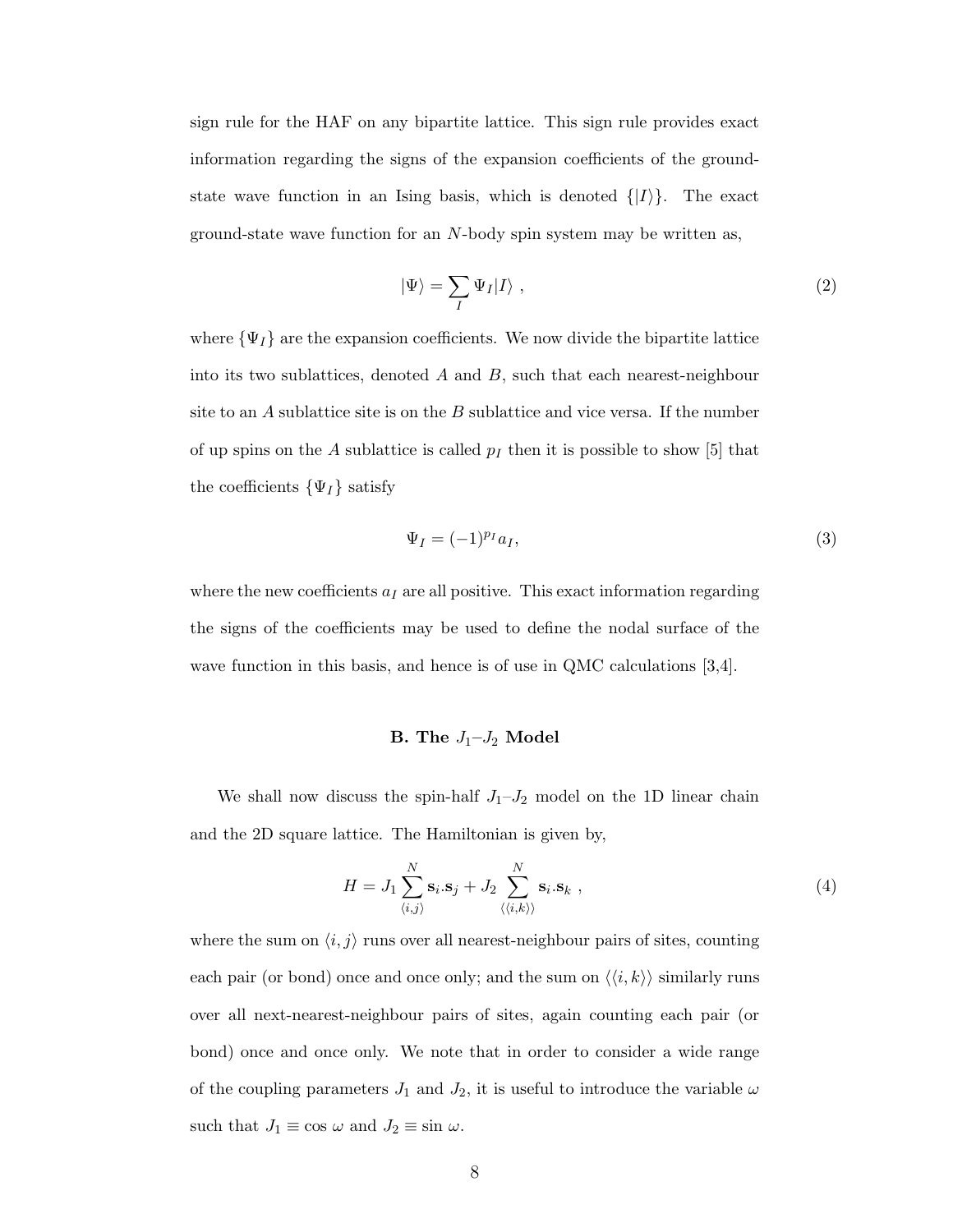sign rule for the HAF on any bipartite lattice. This sign rule provides exact information regarding the signs of the expansion coefficients of the ground-state wave function in an Ising basis, which is denoted $\{|I\rangle\}$. The exact ground-state wave function for an $N$-body spin system may be written as,

$$|\Psi\rangle = \sum_{I} \Psi_I |I\rangle \ , \tag{2}$$

where $\{\Psi_I\}$ are the expansion coefficients. We now divide the bipartite lattice into its two sublattices, denoted $A$ and $B$, such that each nearest-neighbour site to an $A$ sublattice site is on the $B$ sublattice and vice versa. If the number of up spins on the $A$ sublattice is called $p_I$ then it is possible to show [5] that the coefficients $\{\Psi_I\}$ satisfy

$$\Psi_I = (-1)^{p_I} a_I, \tag{3}$$

where the new coefficients $a_I$ are all positive. This exact information regarding the signs of the coefficients may be used to define the nodal surface of the wave function in this basis, and hence is of use in QMC calculations [3,4].

### B. The $J_1$–$J_2$ Model

We shall now discuss the spin-half $J_1$–$J_2$ model on the 1D linear chain and the 2D square lattice. The Hamiltonian is given by,

$$H = J_1 \sum_{\langle i,j \rangle}^{N} \mathbf{s}_i . \mathbf{s}_j + J_2 \sum_{\langle\langle i,k \rangle\rangle}^{N} \mathbf{s}_i . \mathbf{s}_k \ , \tag{4}$$

where the sum on $\langle i, j\rangle$ runs over all nearest-neighbour pairs of sites, counting each pair (or bond) once and once only; and the sum on $\langle\langle i, k\rangle\rangle$ similarly runs over all next-nearest-neighbour pairs of sites, again counting each pair (or bond) once and once only. We note that in order to consider a wide range of the coupling parameters $J_1$ and $J_2$, it is useful to introduce the variable $\omega$ such that $J_1 \equiv \cos\,\omega$ and $J_2 \equiv \sin\,\omega$.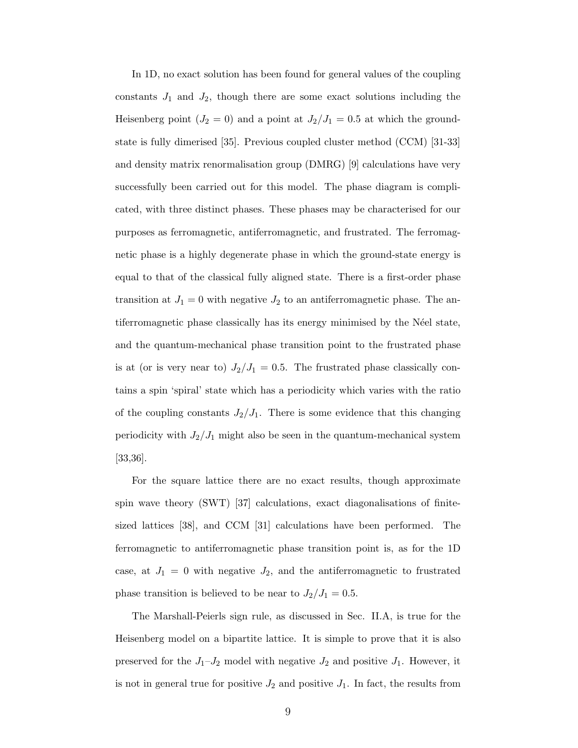In 1D, no exact solution has been found for general values of the coupling constants $J_1$ and $J_2$, though there are some exact solutions including the Heisenberg point ($J_2 = 0$) and a point at $J_2/J_1 = 0.5$ at which the ground-state is fully dimerised [35]. Previous coupled cluster method (CCM) [31-33] and density matrix renormalisation group (DMRG) [9] calculations have very successfully been carried out for this model. The phase diagram is complicated, with three distinct phases. These phases may be characterised for our purposes as ferromagnetic, antiferromagnetic, and frustrated. The ferromagnetic phase is a highly degenerate phase in which the ground-state energy is equal to that of the classical fully aligned state. There is a first-order phase transition at $J_1 = 0$ with negative $J_2$ to an antiferromagnetic phase. The antiferromagnetic phase classically has its energy minimised by the Néel state, and the quantum-mechanical phase transition point to the frustrated phase is at (or is very near to) $J_2/J_1 = 0.5$. The frustrated phase classically contains a spin 'spiral' state which has a periodicity which varies with the ratio of the coupling constants $J_2/J_1$. There is some evidence that this changing periodicity with $J_2/J_1$ might also be seen in the quantum-mechanical system [33,36].

For the square lattice there are no exact results, though approximate spin wave theory (SWT) [37] calculations, exact diagonalisations of finite-sized lattices [38], and CCM [31] calculations have been performed. The ferromagnetic to antiferromagnetic phase transition point is, as for the 1D case, at $J_1 = 0$ with negative $J_2$, and the antiferromagnetic to frustrated phase transition is believed to be near to $J_2/J_1 = 0.5$.

The Marshall-Peierls sign rule, as discussed in Sec. II.A, is true for the Heisenberg model on a bipartite lattice. It is simple to prove that it is also preserved for the $J_1$–$J_2$ model with negative $J_2$ and positive $J_1$. However, it is not in general true for positive $J_2$ and positive $J_1$. In fact, the results from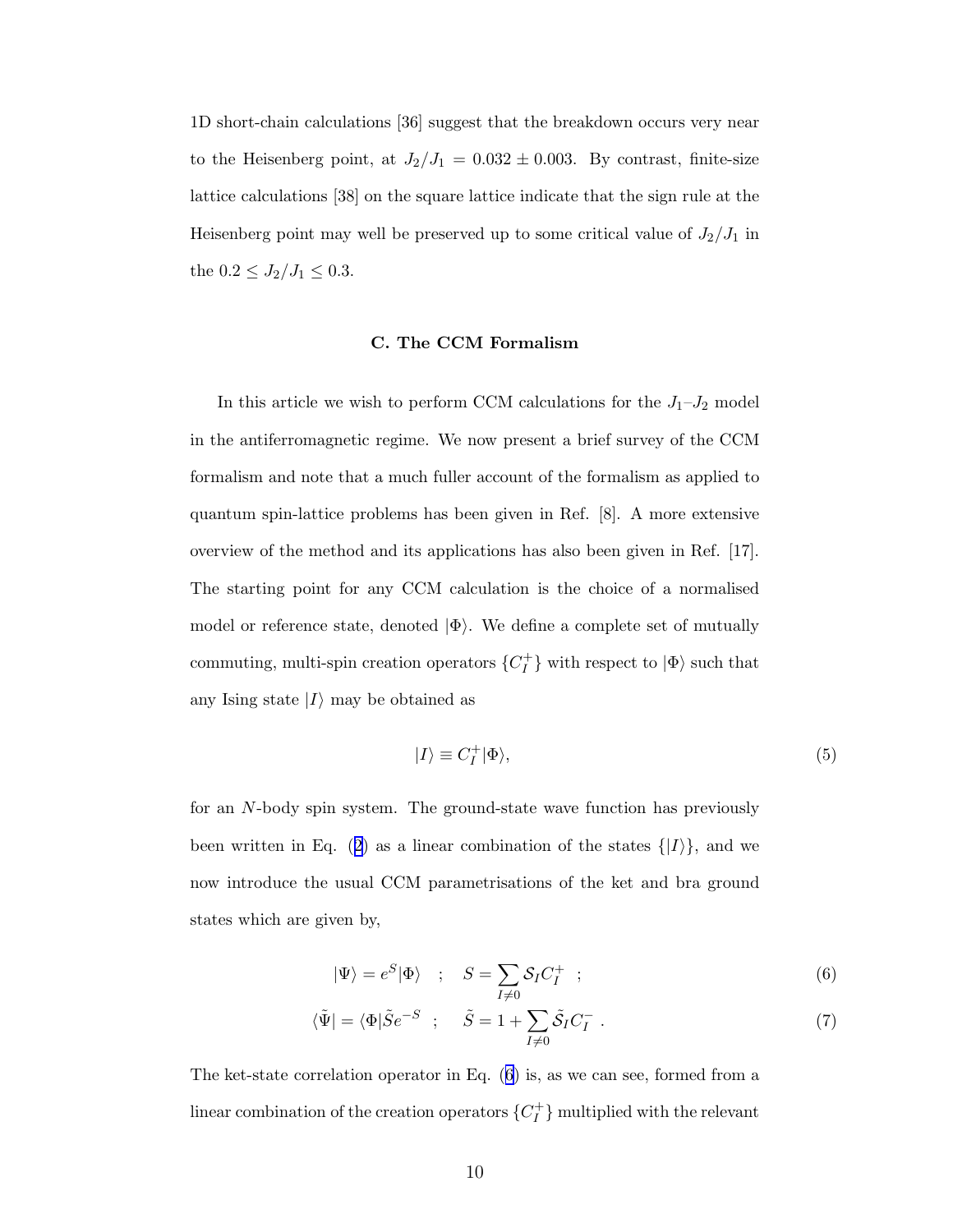1D short-chain calculations [36] suggest that the breakdown occurs very near to the Heisenberg point, at $J_2/J_1 = 0.032 \pm 0.003$. By contrast, finite-size lattice calculations [38] on the square lattice indicate that the sign rule at the Heisenberg point may well be preserved up to some critical value of $J_2/J_1$ in the $0.2 \leq J_2/J_1 \leq 0.3$.

### C. The CCM Formalism

In this article we wish to perform CCM calculations for the $J_1$–$J_2$ model in the antiferromagnetic regime. We now present a brief survey of the CCM formalism and note that a much fuller account of the formalism as applied to quantum spin-lattice problems has been given in Ref. [8]. A more extensive overview of the method and its applications has also been given in Ref. [17]. The starting point for any CCM calculation is the choice of a normalised model or reference state, denoted $|\Phi\rangle$. We define a complete set of mutually commuting, multi-spin creation operators $\{C_I^+\}$ with respect to $|\Phi\rangle$ such that any Ising state $|I\rangle$ may be obtained as

$$|I\rangle \equiv C_I^+|\Phi\rangle, \tag{5}$$

for an $N$-body spin system. The ground-state wave function has previously been written in Eq. (2) as a linear combination of the states $\{|I\rangle\}$, and we now introduce the usual CCM parametrisations of the ket and bra ground states which are given by,

$$|\Psi\rangle = e^S|\Phi\rangle \quad ; \quad S = \sum_{I \neq 0} \mathcal{S}_I C_I^+ \quad ; \tag{6}$$

$$\langle\tilde{\Psi}| = \langle\Phi|\tilde{S}e^{-S} \quad ; \quad \tilde{S} = 1 + \sum_{I \neq 0} \tilde{\mathcal{S}}_I C_I^- \ . \tag{7}$$

The ket-state correlation operator in Eq. (6) is, as we can see, formed from a linear combination of the creation operators $\{C_I^+\}$ multiplied with the relevant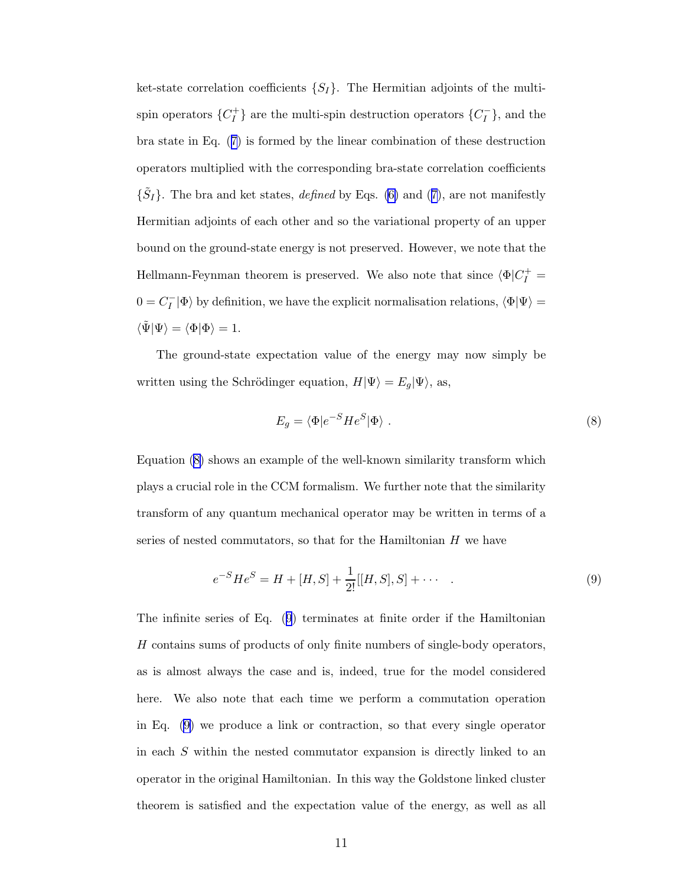ket-state correlation coefficients $\{S_I\}$. The Hermitian adjoints of the multi-spin operators $\{C_I^+\}$ are the multi-spin destruction operators $\{C_I^-\}$, and the bra state in Eq. (7) is formed by the linear combination of these destruction operators multiplied with the corresponding bra-state correlation coefficients $\{\tilde{S}_I\}$. The bra and ket states, *defined* by Eqs. (6) and (7), are not manifestly Hermitian adjoints of each other and so the variational property of an upper bound on the ground-state energy is not preserved. However, we note that the Hellmann-Feynman theorem is preserved. We also note that since $\langle\Phi|C_I^+ = 0 = C_I^-|\Phi\rangle$ by definition, we have the explicit normalisation relations, $\langle\Phi|\Psi\rangle = \langle\tilde{\Psi}|\Psi\rangle = \langle\Phi|\Phi\rangle = 1$.

The ground-state expectation value of the energy may now simply be written using the Schrödinger equation, $H|\Psi\rangle = E_g|\Psi\rangle$, as,

$$E_g = \langle\Phi|e^{-S}He^{S}|\Phi\rangle \ . \tag{8}$$

Equation (8) shows an example of the well-known similarity transform which plays a crucial role in the CCM formalism. We further note that the similarity transform of any quantum mechanical operator may be written in terms of a series of nested commutators, so that for the Hamiltonian $H$ we have

$$e^{-S}He^{S} = H + [H,S] + \frac{1}{2!}[[H,S],S] + \cdots \quad . \tag{9}$$

The infinite series of Eq. (9) terminates at finite order if the Hamiltonian $H$ contains sums of products of only finite numbers of single-body operators, as is almost always the case and is, indeed, true for the model considered here. We also note that each time we perform a commutation operation in Eq. (9) we produce a link or contraction, so that every single operator in each $S$ within the nested commutator expansion is directly linked to an operator in the original Hamiltonian. In this way the Goldstone linked cluster theorem is satisfied and the expectation value of the energy, as well as all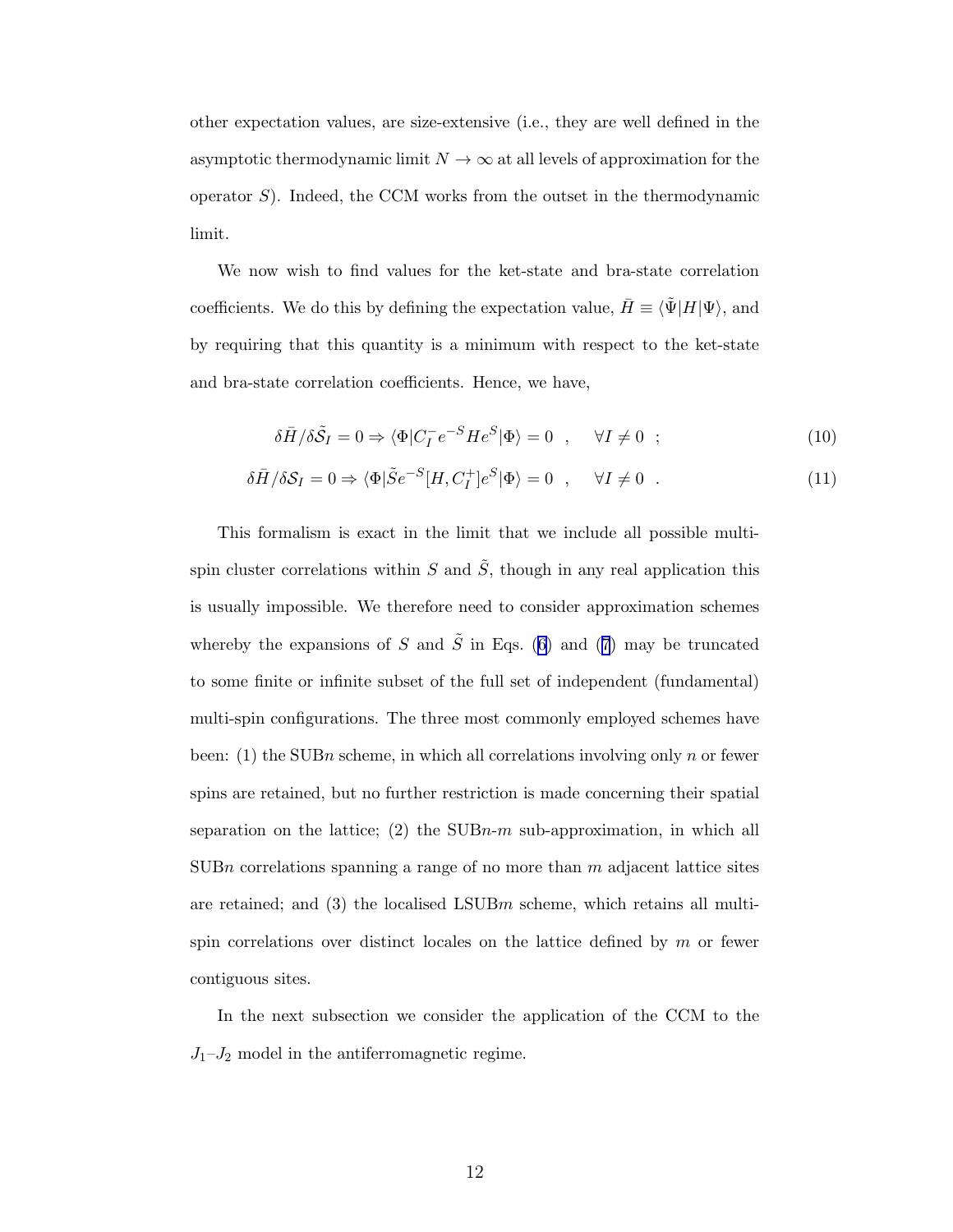other expectation values, are size-extensive (i.e., they are well defined in the asymptotic thermodynamic limit $N \to \infty$ at all levels of approximation for the operator $S$). Indeed, the CCM works from the outset in the thermodynamic limit.

We now wish to find values for the ket-state and bra-state correlation coefficients. We do this by defining the expectation value, $\bar{H} \equiv \langle\tilde{\Psi}|H|\Psi\rangle$, and by requiring that this quantity is a minimum with respect to the ket-state and bra-state correlation coefficients. Hence, we have,

$$\delta\bar{H}/\delta\tilde{\mathcal{S}}_I = 0 \Rightarrow \langle\Phi|C_I^- e^{-S} H e^S|\Phi\rangle = 0 \quad , \quad \forall I \neq 0 \quad ; \tag{10}$$

$$\delta\bar{H}/\delta\mathcal{S}_I = 0 \Rightarrow \langle\Phi|\tilde{S} e^{-S} [H, C_I^+] e^S|\Phi\rangle = 0 \quad , \quad \forall I \neq 0 \quad . \tag{11}$$

This formalism is exact in the limit that we include all possible multi-spin cluster correlations within $S$ and $\tilde{S}$, though in any real application this is usually impossible. We therefore need to consider approximation schemes whereby the expansions of $S$ and $\tilde{S}$ in Eqs. (6) and (7) may be truncated to some finite or infinite subset of the full set of independent (fundamental) multi-spin configurations. The three most commonly employed schemes have been: (1) the SUB$n$ scheme, in which all correlations involving only $n$ or fewer spins are retained, but no further restriction is made concerning their spatial separation on the lattice; (2) the SUB$n$-$m$ sub-approximation, in which all SUB$n$ correlations spanning a range of no more than $m$ adjacent lattice sites are retained; and (3) the localised LSUB$m$ scheme, which retains all multi-spin correlations over distinct locales on the lattice defined by $m$ or fewer contiguous sites.

In the next subsection we consider the application of the CCM to the $J_1$–$J_2$ model in the antiferromagnetic regime.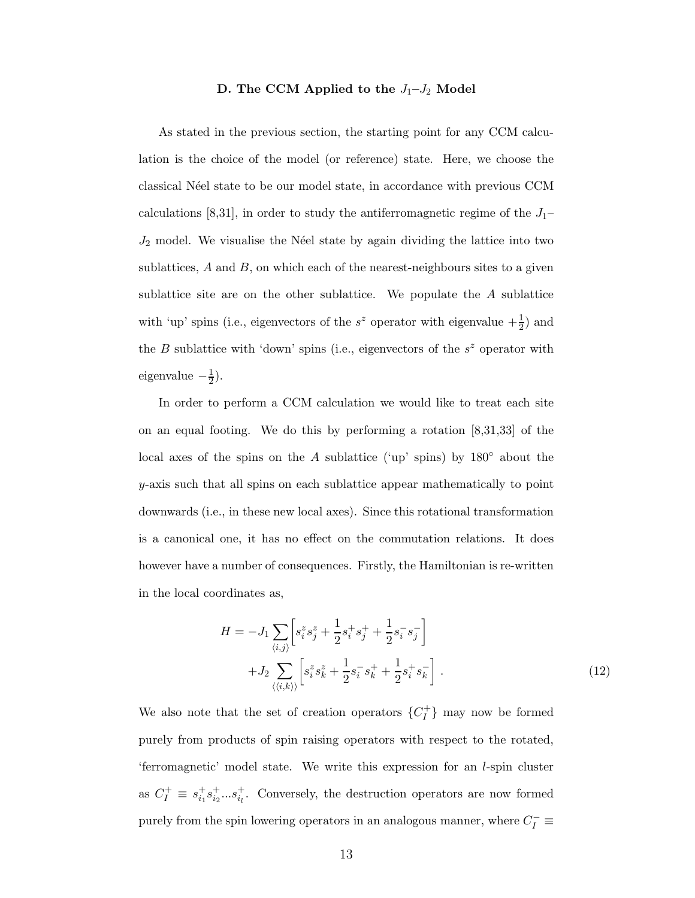### D. The CCM Applied to the $J_1$–$J_2$ Model

As stated in the previous section, the starting point for any CCM calculation is the choice of the model (or reference) state. Here, we choose the classical Néel state to be our model state, in accordance with previous CCM calculations [8,31], in order to study the antiferromagnetic regime of the $J_1$–$J_2$ model. We visualise the Néel state by again dividing the lattice into two sublattices, $A$ and $B$, on which each of the nearest-neighbours sites to a given sublattice site are on the other sublattice. We populate the $A$ sublattice with 'up' spins (i.e., eigenvectors of the $s^z$ operator with eigenvalue $+\frac{1}{2}$) and the $B$ sublattice with 'down' spins (i.e., eigenvectors of the $s^z$ operator with eigenvalue $-\frac{1}{2}$).

In order to perform a CCM calculation we would like to treat each site on an equal footing. We do this by performing a rotation [8,31,33] of the local axes of the spins on the $A$ sublattice ('up' spins) by 180° about the $y$-axis such that all spins on each sublattice appear mathematically to point downwards (i.e., in these new local axes). Since this rotational transformation is a canonical one, it has no effect on the commutation relations. It does however have a number of consequences. Firstly, the Hamiltonian is re-written in the local coordinates as,

$$H = -J_1 \sum_{\langle i,j \rangle} \left[ s_i^z s_j^z + \frac{1}{2} s_i^+ s_j^+ + \frac{1}{2} s_i^- s_j^- \right] + J_2 \sum_{\langle\langle i,k \rangle\rangle} \left[ s_i^z s_k^z + \frac{1}{2} s_i^- s_k^+ + \frac{1}{2} s_i^+ s_k^- \right] . \tag{12}$$

We also note that the set of creation operators $\{C_I^+\}$ may now be formed purely from products of spin raising operators with respect to the rotated, 'ferromagnetic' model state. We write this expression for an $l$-spin cluster as $C_I^+ \equiv s_{i_1}^+ s_{i_2}^+ ... s_{i_l}^+$. Conversely, the destruction operators are now formed purely from the spin lowering operators in an analogous manner, where $C_I^- \equiv$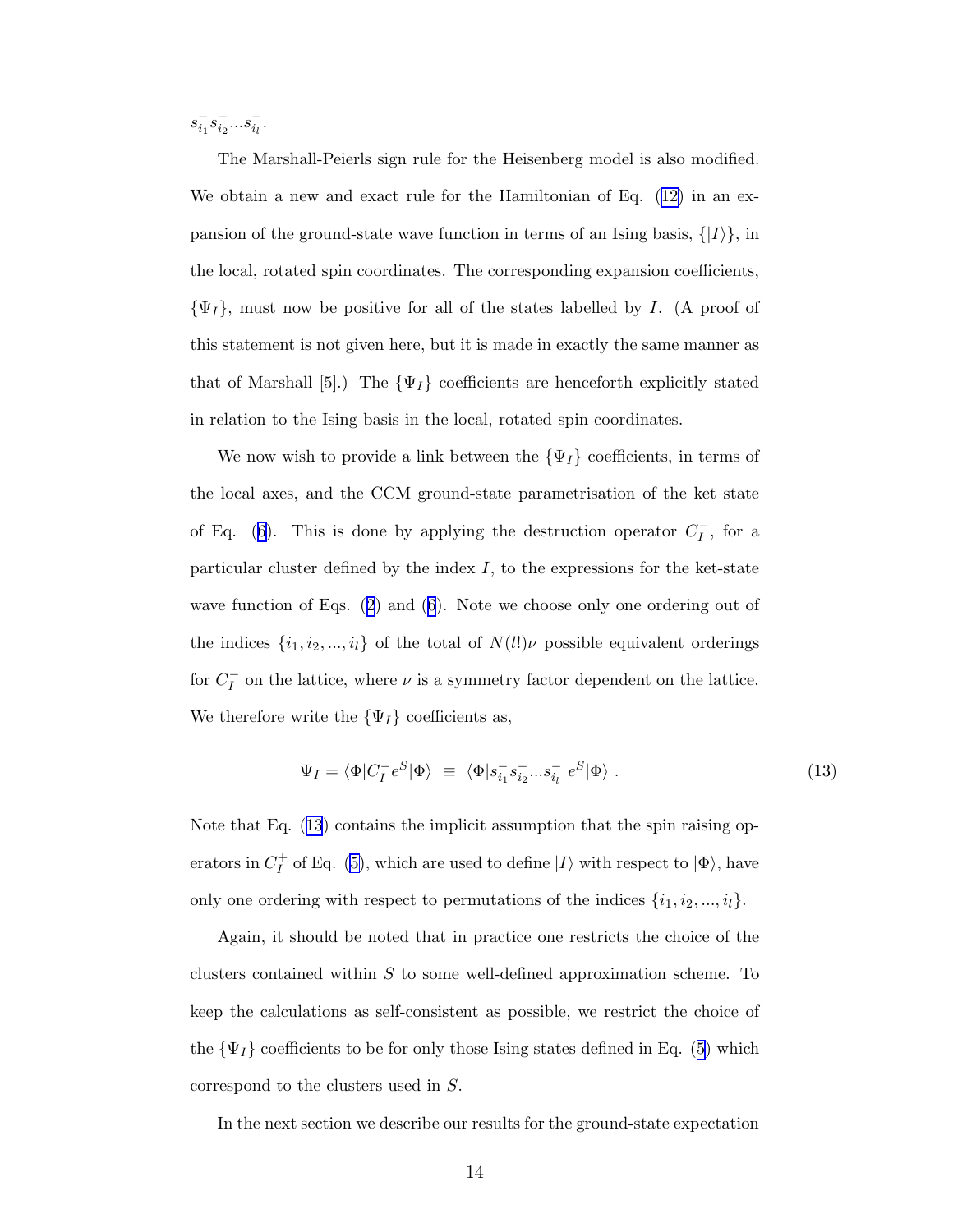$s_{i_1}^- s_{i_2}^- ... s_{i_l}^-$.

The Marshall-Peierls sign rule for the Heisenberg model is also modified. We obtain a new and exact rule for the Hamiltonian of Eq. (12) in an expansion of the ground-state wave function in terms of an Ising basis, $\{|I\rangle\}$, in the local, rotated spin coordinates. The corresponding expansion coefficients, $\{\Psi_I\}$, must now be positive for all of the states labelled by $I$. (A proof of this statement is not given here, but it is made in exactly the same manner as that of Marshall [5].) The $\{\Psi_I\}$ coefficients are henceforth explicitly stated in relation to the Ising basis in the local, rotated spin coordinates.

We now wish to provide a link between the $\{\Psi_I\}$ coefficients, in terms of the local axes, and the CCM ground-state parametrisation of the ket state of Eq. (6). This is done by applying the destruction operator $C_I^-$, for a particular cluster defined by the index $I$, to the expressions for the ket-state wave function of Eqs. (2) and (6). Note we choose only one ordering out of the indices $\{i_1, i_2, ..., i_l\}$ of the total of $N(l!)\nu$ possible equivalent orderings for $C_I^-$ on the lattice, where $\nu$ is a symmetry factor dependent on the lattice. We therefore write the $\{\Psi_I\}$ coefficients as,

$$\Psi_I = \langle\Phi|C_I^- e^S|\Phi\rangle \;\equiv\; \langle\Phi|s_{i_1}^- s_{i_2}^- ... s_{i_l}^- \; e^S|\Phi\rangle \; . \tag{13}$$

Note that Eq. (13) contains the implicit assumption that the spin raising operators in $C_I^+$ of Eq. (5), which are used to define $|I\rangle$ with respect to $|\Phi\rangle$, have only one ordering with respect to permutations of the indices $\{i_1, i_2, ..., i_l\}$.

Again, it should be noted that in practice one restricts the choice of the clusters contained within $S$ to some well-defined approximation scheme. To keep the calculations as self-consistent as possible, we restrict the choice of the $\{\Psi_I\}$ coefficients to be for only those Ising states defined in Eq. (5) which correspond to the clusters used in $S$.

In the next section we describe our results for the ground-state expectation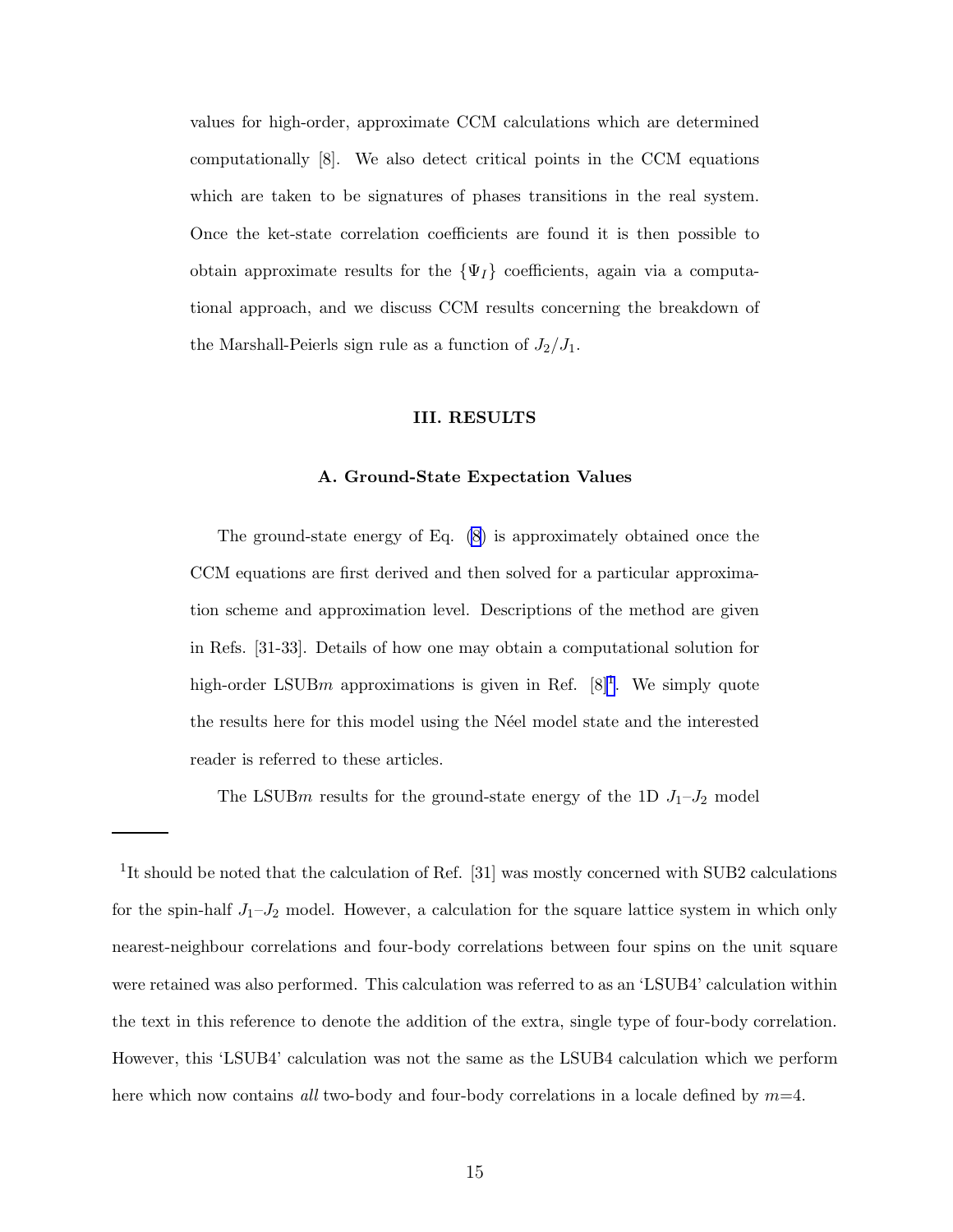values for high-order, approximate CCM calculations which are determined computationally [8]. We also detect critical points in the CCM equations which are taken to be signatures of phases transitions in the real system. Once the ket-state correlation coefficients are found it is then possible to obtain approximate results for the $\{\Psi_I\}$ coefficients, again via a computational approach, and we discuss CCM results concerning the breakdown of the Marshall-Peierls sign rule as a function of $J_2/J_1$.

## III. RESULTS

### A. Ground-State Expectation Values

The ground-state energy of Eq. (8) is approximately obtained once the CCM equations are first derived and then solved for a particular approximation scheme and approximation level. Descriptions of the method are given in Refs. [31-33]. Details of how one may obtain a computational solution for high-order LSUB$m$ approximations is given in Ref. [8][1]. We simply quote the results here for this model using the Néel model state and the interested reader is referred to these articles.

The LSUB$m$ results for the ground-state energy of the 1D $J_1$–$J_2$ model

---

[1] It should be noted that the calculation of Ref. [31] was mostly concerned with SUB2 calculations for the spin-half $J_1$–$J_2$ model. However, a calculation for the square lattice system in which only nearest-neighbour correlations and four-body correlations between four spins on the unit square were retained was also performed. This calculation was referred to as an 'LSUB4' calculation within the text in this reference to denote the addition of the extra, single type of four-body correlation. However, this 'LSUB4' calculation was not the same as the LSUB4 calculation which we perform here which now contains *all* two-body and four-body correlations in a locale defined by $m$=4.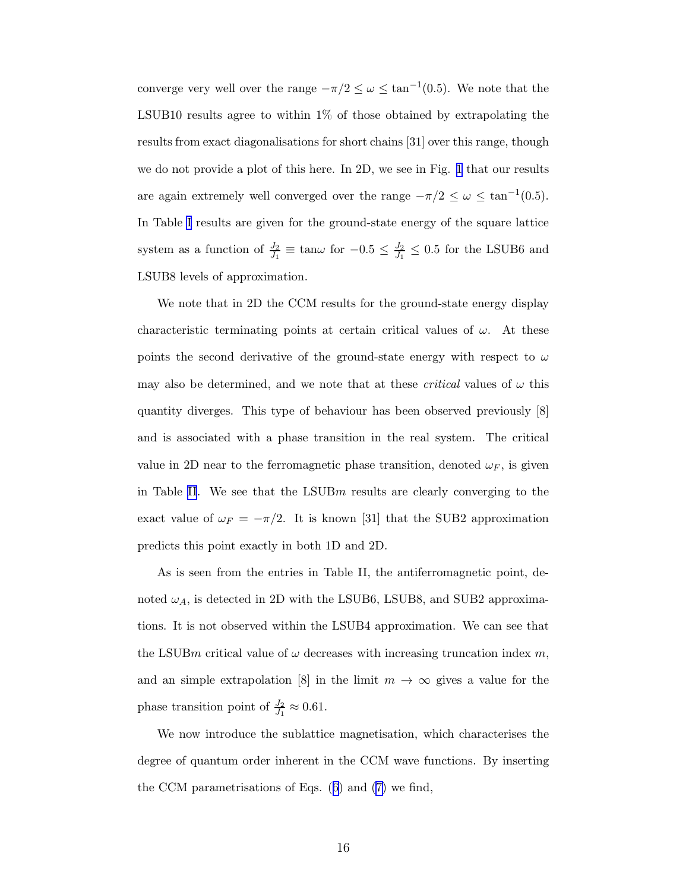converge very well over the range $-\pi/2 \leq \omega \leq \tan^{-1}(0.5)$. We note that the LSUB10 results agree to within 1% of those obtained by extrapolating the results from exact diagonalisations for short chains [31] over this range, though we do not provide a plot of this here. In 2D, we see in Fig. 1 that our results are again extremely well converged over the range $-\pi/2 \leq \omega \leq \tan^{-1}(0.5)$. In Table I results are given for the ground-state energy of the square lattice system as a function of $\frac{J_2}{J_1} \equiv \tan\omega$ for $-0.5 \leq \frac{J_2}{J_1} \leq 0.5$ for the LSUB6 and LSUB8 levels of approximation.

We note that in 2D the CCM results for the ground-state energy display characteristic terminating points at certain critical values of $\omega$. At these points the second derivative of the ground-state energy with respect to $\omega$ may also be determined, and we note that at these *critical* values of $\omega$ this quantity diverges. This type of behaviour has been observed previously [8] and is associated with a phase transition in the real system. The critical value in 2D near to the ferromagnetic phase transition, denoted $\omega_F$, is given in Table II. We see that the LSUB$m$ results are clearly converging to the exact value of $\omega_F = -\pi/2$. It is known [31] that the SUB2 approximation predicts this point exactly in both 1D and 2D.

As is seen from the entries in Table II, the antiferromagnetic point, denoted $\omega_A$, is detected in 2D with the LSUB6, LSUB8, and SUB2 approximations. It is not observed within the LSUB4 approximation. We can see that the LSUB$m$ critical value of $\omega$ decreases with increasing truncation index $m$, and an simple extrapolation [8] in the limit $m \rightarrow \infty$ gives a value for the phase transition point of $\frac{J_2}{J_1} \approx 0.61$.

We now introduce the sublattice magnetisation, which characterises the degree of quantum order inherent in the CCM wave functions. By inserting the CCM parametrisations of Eqs. (6) and (7) we find,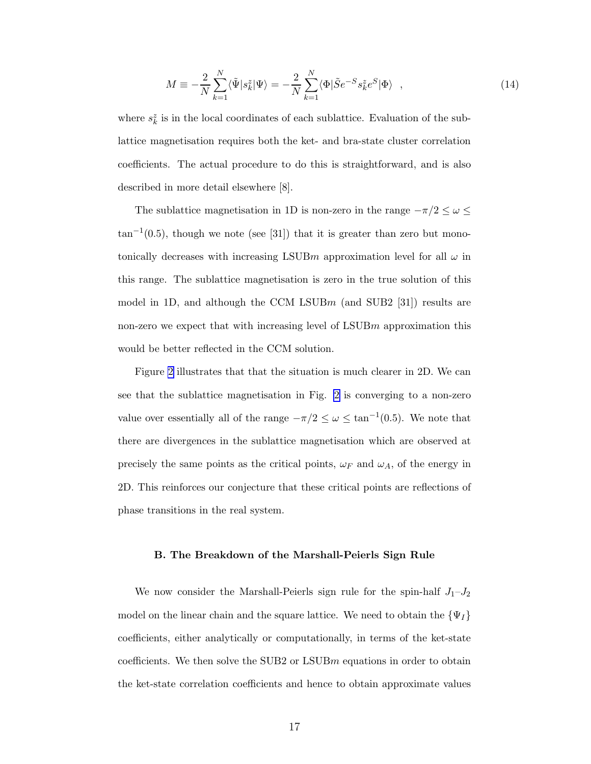$$M \equiv -\frac{2}{N}\sum_{k=1}^{N}\langle\tilde{\Psi}|s_k^z|\Psi\rangle = -\frac{2}{N}\sum_{k=1}^{N}\langle\Phi|\tilde{S}e^{-S}s_k^z e^{S}|\Phi\rangle \quad , \tag{14}$$

where $s_k^z$ is in the local coordinates of each sublattice. Evaluation of the sublattice magnetisation requires both the ket- and bra-state cluster correlation coefficients. The actual procedure to do this is straightforward, and is also described in more detail elsewhere [8].

The sublattice magnetisation in 1D is non-zero in the range $-\pi/2 \leq \omega \leq \tan^{-1}(0.5)$, though we note (see [31]) that it is greater than zero but monotonically decreases with increasing LSUB$m$ approximation level for all $\omega$ in this range. The sublattice magnetisation is zero in the true solution of this model in 1D, and although the CCM LSUB$m$ (and SUB2 [31]) results are non-zero we expect that with increasing level of LSUB$m$ approximation this would be better reflected in the CCM solution.

Figure 2 illustrates that that the situation is much clearer in 2D. We can see that the sublattice magnetisation in Fig. 2 is converging to a non-zero value over essentially all of the range $-\pi/2 \leq \omega \leq \tan^{-1}(0.5)$. We note that there are divergences in the sublattice magnetisation which are observed at precisely the same points as the critical points, $\omega_F$ and $\omega_A$, of the energy in 2D. This reinforces our conjecture that these critical points are reflections of phase transitions in the real system.

### B. The Breakdown of the Marshall-Peierls Sign Rule

We now consider the Marshall-Peierls sign rule for the spin-half $J_1$–$J_2$ model on the linear chain and the square lattice. We need to obtain the $\{\Psi_I\}$ coefficients, either analytically or computationally, in terms of the ket-state coefficients. We then solve the SUB2 or LSUB$m$ equations in order to obtain the ket-state correlation coefficients and hence to obtain approximate values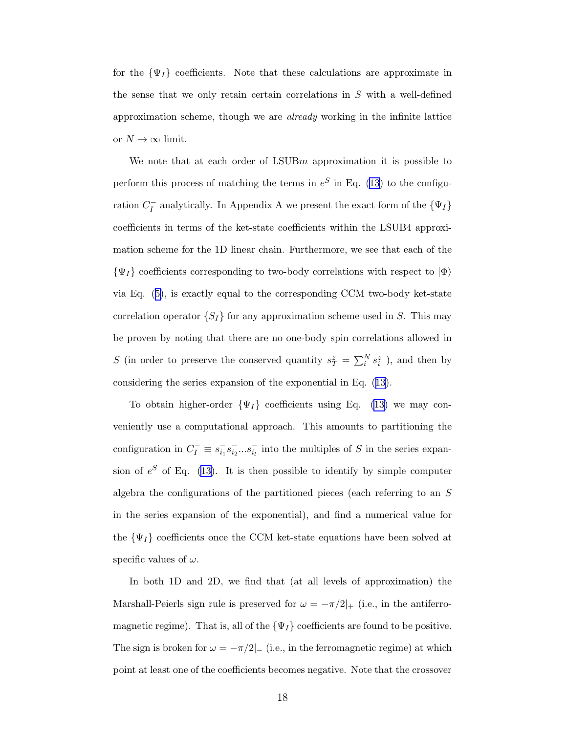for the $\{\Psi_I\}$ coefficients. Note that these calculations are approximate in the sense that we only retain certain correlations in $S$ with a well-defined approximation scheme, though we are *already* working in the infinite lattice or $N \to \infty$ limit.

We note that at each order of LSUB$m$ approximation it is possible to perform this process of matching the terms in $e^S$ in Eq. (13) to the configuration $C_I^-$ analytically. In Appendix A we present the exact form of the $\{\Psi_I\}$ coefficients in terms of the ket-state coefficients within the LSUB4 approximation scheme for the 1D linear chain. Furthermore, we see that each of the $\{\Psi_I\}$ coefficients corresponding to two-body correlations with respect to $|\Phi\rangle$ via Eq. (5), is exactly equal to the corresponding CCM two-body ket-state correlation operator $\{S_I\}$ for any approximation scheme used in $S$. This may be proven by noting that there are no one-body spin correlations allowed in $S$ (in order to preserve the conserved quantity $s_T^z = \sum_i^N s_i^z$ ), and then by considering the series expansion of the exponential in Eq. (13).

To obtain higher-order $\{\Psi_I\}$ coefficients using Eq. (13) we may conveniently use a computational approach. This amounts to partitioning the configuration in $C_I^- \equiv s_{i_1}^- s_{i_2}^- ... s_{i_l}^-$ into the multiples of $S$ in the series expansion of $e^S$ of Eq. (13). It is then possible to identify by simple computer algebra the configurations of the partitioned pieces (each referring to an $S$ in the series expansion of the exponential), and find a numerical value for the $\{\Psi_I\}$ coefficients once the CCM ket-state equations have been solved at specific values of $\omega$.

In both 1D and 2D, we find that (at all levels of approximation) the Marshall-Peierls sign rule is preserved for $\omega = -\pi/2|_+$ (i.e., in the antiferromagnetic regime). That is, all of the $\{\Psi_I\}$ coefficients are found to be positive. The sign is broken for $\omega = -\pi/2|_-$ (i.e., in the ferromagnetic regime) at which point at least one of the coefficients becomes negative. Note that the crossover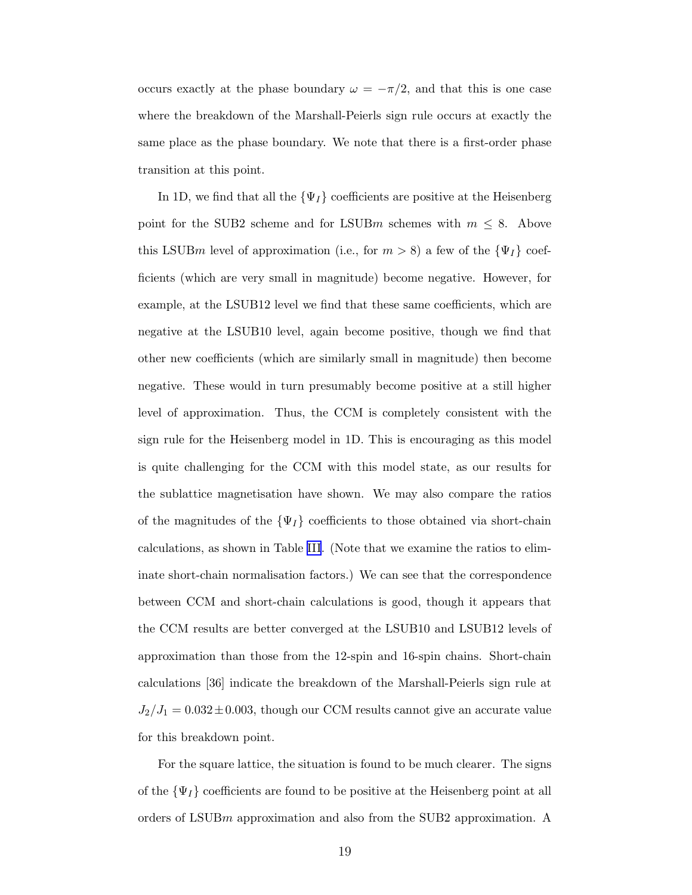occurs exactly at the phase boundary $\omega = -\pi/2$, and that this is one case where the breakdown of the Marshall-Peierls sign rule occurs at exactly the same place as the phase boundary. We note that there is a first-order phase transition at this point.

In 1D, we find that all the $\{\Psi_I\}$ coefficients are positive at the Heisenberg point for the SUB2 scheme and for LSUB$m$ schemes with $m \leq 8$. Above this LSUB$m$ level of approximation (i.e., for $m > 8$) a few of the $\{\Psi_I\}$ coefficients (which are very small in magnitude) become negative. However, for example, at the LSUB12 level we find that these same coefficients, which are negative at the LSUB10 level, again become positive, though we find that other new coefficients (which are similarly small in magnitude) then become negative. These would in turn presumably become positive at a still higher level of approximation. Thus, the CCM is completely consistent with the sign rule for the Heisenberg model in 1D. This is encouraging as this model is quite challenging for the CCM with this model state, as our results for the sublattice magnetisation have shown. We may also compare the ratios of the magnitudes of the $\{\Psi_I\}$ coefficients to those obtained via short-chain calculations, as shown in Table III. (Note that we examine the ratios to eliminate short-chain normalisation factors.) We can see that the correspondence between CCM and short-chain calculations is good, though it appears that the CCM results are better converged at the LSUB10 and LSUB12 levels of approximation than those from the 12-spin and 16-spin chains. Short-chain calculations [36] indicate the breakdown of the Marshall-Peierls sign rule at $J_2/J_1 = 0.032 \pm 0.003$, though our CCM results cannot give an accurate value for this breakdown point.

For the square lattice, the situation is found to be much clearer. The signs of the $\{\Psi_I\}$ coefficients are found to be positive at the Heisenberg point at all orders of LSUB$m$ approximation and also from the SUB2 approximation. A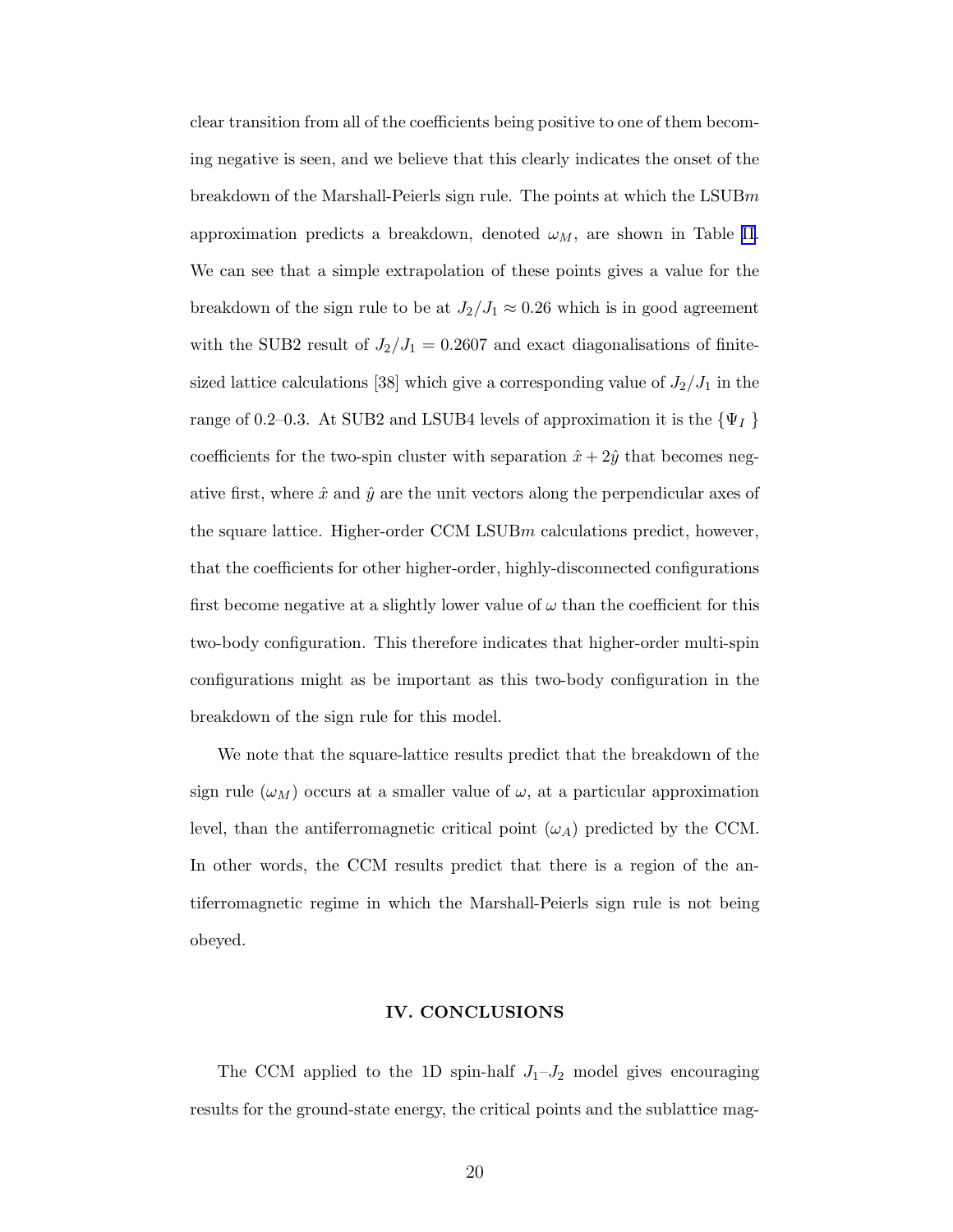clear transition from all of the coefficients being positive to one of them becoming negative is seen, and we believe that this clearly indicates the onset of the breakdown of the Marshall-Peierls sign rule. The points at which the LSUB$m$ approximation predicts a breakdown, denoted $\omega_M$, are shown in Table II. We can see that a simple extrapolation of these points gives a value for the breakdown of the sign rule to be at $J_2/J_1 \approx 0.26$ which is in good agreement with the SUB2 result of $J_2/J_1 = 0.2607$ and exact diagonalisations of finite-sized lattice calculations [38] which give a corresponding value of $J_2/J_1$ in the range of 0.2–0.3. At SUB2 and LSUB4 levels of approximation it is the $\{\Psi_I\}$ coefficients for the two-spin cluster with separation $\hat{x} + 2\hat{y}$ that becomes negative first, where $\hat{x}$ and $\hat{y}$ are the unit vectors along the perpendicular axes of the square lattice. Higher-order CCM LSUB$m$ calculations predict, however, that the coefficients for other higher-order, highly-disconnected configurations first become negative at a slightly lower value of $\omega$ than the coefficient for this two-body configuration. This therefore indicates that higher-order multi-spin configurations might as be important as this two-body configuration in the breakdown of the sign rule for this model.

We note that the square-lattice results predict that the breakdown of the sign rule ($\omega_M$) occurs at a smaller value of $\omega$, at a particular approximation level, than the antiferromagnetic critical point ($\omega_A$) predicted by the CCM. In other words, the CCM results predict that there is a region of the antiferromagnetic regime in which the Marshall-Peierls sign rule is not being obeyed.

## IV. CONCLUSIONS

The CCM applied to the 1D spin-half $J_1$–$J_2$ model gives encouraging results for the ground-state energy, the critical points and the sublattice mag-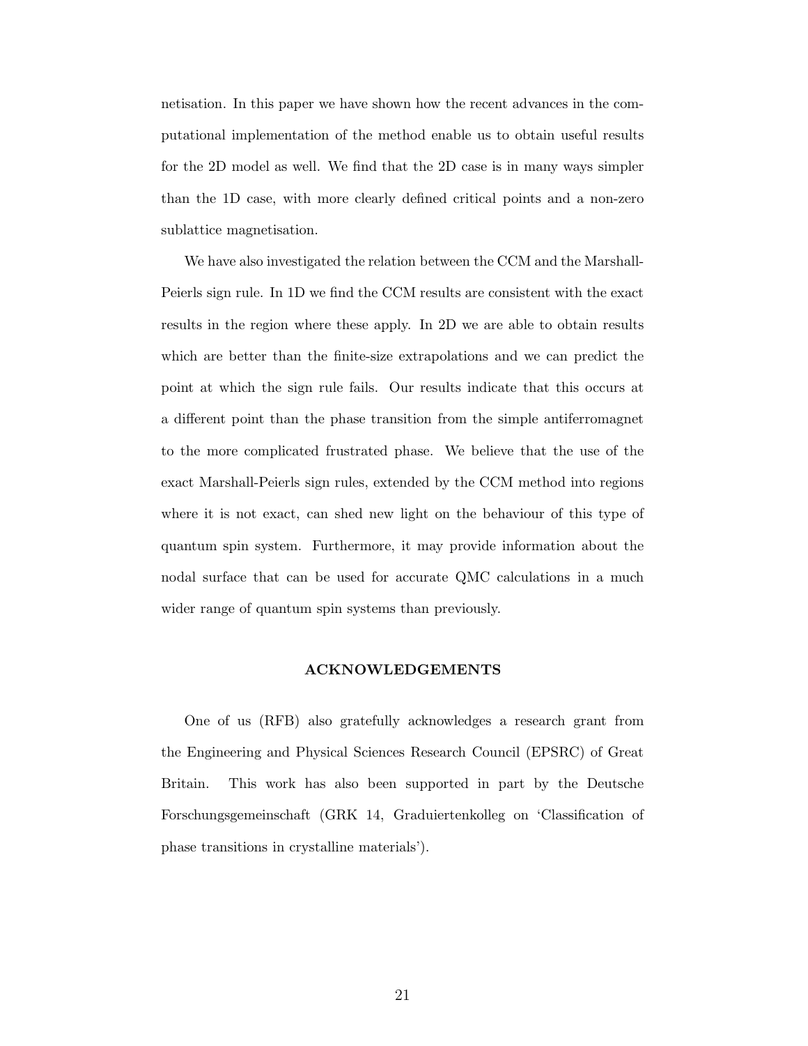netisation. In this paper we have shown how the recent advances in the computational implementation of the method enable us to obtain useful results for the 2D model as well. We find that the 2D case is in many ways simpler than the 1D case, with more clearly defined critical points and a non-zero sublattice magnetisation.

We have also investigated the relation between the CCM and the Marshall-Peierls sign rule. In 1D we find the CCM results are consistent with the exact results in the region where these apply. In 2D we are able to obtain results which are better than the finite-size extrapolations and we can predict the point at which the sign rule fails. Our results indicate that this occurs at a different point than the phase transition from the simple antiferromagnet to the more complicated frustrated phase. We believe that the use of the exact Marshall-Peierls sign rules, extended by the CCM method into regions where it is not exact, can shed new light on the behaviour of this type of quantum spin system. Furthermore, it may provide information about the nodal surface that can be used for accurate QMC calculations in a much wider range of quantum spin systems than previously.

## ACKNOWLEDGEMENTS

One of us (RFB) also gratefully acknowledges a research grant from the Engineering and Physical Sciences Research Council (EPSRC) of Great Britain. This work has also been supported in part by the Deutsche Forschungsgemeinschaft (GRK 14, Graduiertenkolleg on 'Classification of phase transitions in crystalline materials').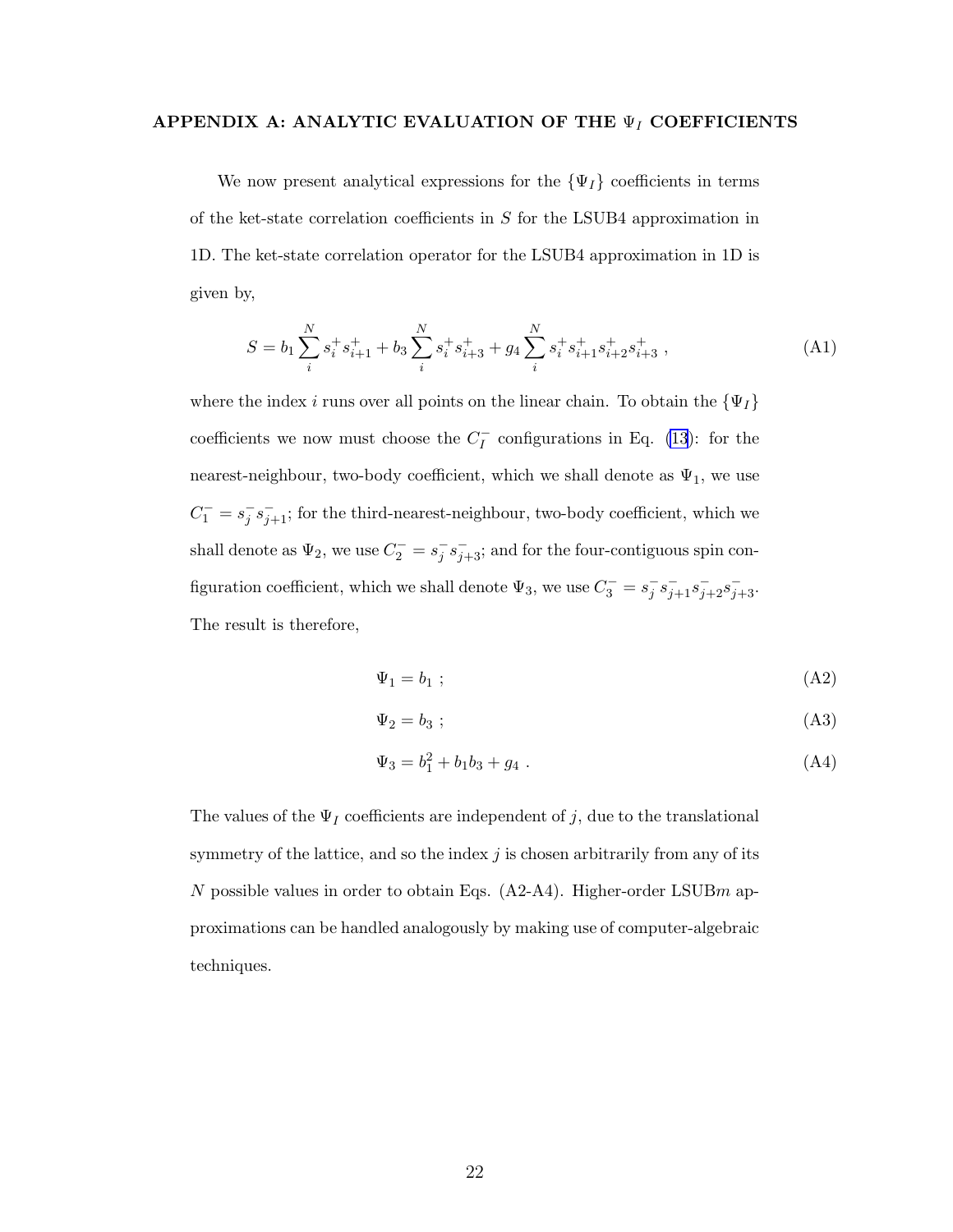## APPENDIX A: ANALYTIC EVALUATION OF THE $\Psi_I$ COEFFICIENTS

We now present analytical expressions for the $\{\Psi_I\}$ coefficients in terms of the ket-state correlation coefficients in $S$ for the LSUB4 approximation in 1D. The ket-state correlation operator for the LSUB4 approximation in 1D is given by,

$$S = b_1 \sum_i^N s_i^+ s_{i+1}^+ + b_3 \sum_i^N s_i^+ s_{i+3}^+ + g_4 \sum_i^N s_i^+ s_{i+1}^+ s_{i+2}^+ s_{i+3}^+ \ , \tag{A1}$$

where the index $i$ runs over all points on the linear chain. To obtain the $\{\Psi_I\}$ coefficients we now must choose the $C_I^-$ configurations in Eq. (13): for the nearest-neighbour, two-body coefficient, which we shall denote as $\Psi_1$, we use $C_1^- = s_j^- s_{j+1}^-$; for the third-nearest-neighbour, two-body coefficient, which we shall denote as $\Psi_2$, we use $C_2^- = s_j^- s_{j+3}^-$; and for the four-contiguous spin configuration coefficient, which we shall denote $\Psi_3$, we use $C_3^- = s_j^- s_{j+1}^- s_{j+2}^- s_{j+3}^-$. The result is therefore,

$$\Psi_1 = b_1 \ ; \tag{A2}$$

$$\Psi_2 = b_3 \ ; \tag{A3}$$

$$\Psi_3 = b_1^2 + b_1 b_3 + g_4 \ . \tag{A4}$$

The values of the $\Psi_I$ coefficients are independent of $j$, due to the translational symmetry of the lattice, and so the index $j$ is chosen arbitrarily from any of its $N$ possible values in order to obtain Eqs. (A2-A4). Higher-order LSUB$m$ approximations can be handled analogously by making use of computer-algebraic techniques.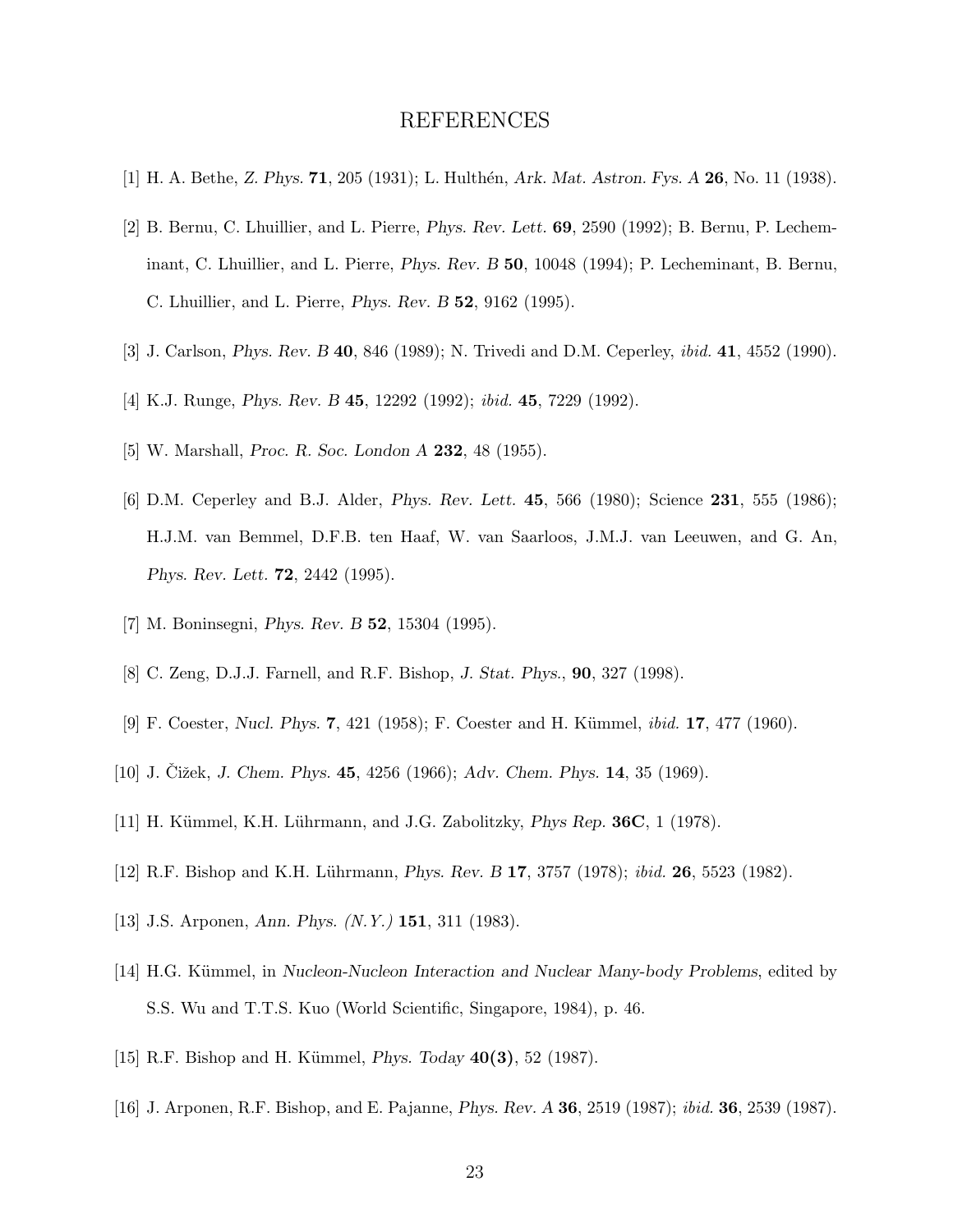# REFERENCES

[1] H. A. Bethe, *Z. Phys.* **71**, 205 (1931); L. Hulthén, *Ark. Mat. Astron. Fys. A* **26**, No. 11 (1938).

[2] B. Bernu, C. Lhuillier, and L. Pierre, *Phys. Rev. Lett.* **69**, 2590 (1992); B. Bernu, P. Lecheminant, C. Lhuillier, and L. Pierre, *Phys. Rev. B* **50**, 10048 (1994); P. Lecheminant, B. Bernu, C. Lhuillier, and L. Pierre, *Phys. Rev. B* **52**, 9162 (1995).

[3] J. Carlson, *Phys. Rev. B* **40**, 846 (1989); N. Trivedi and D.M. Ceperley, *ibid.* **41**, 4552 (1990).

[4] K.J. Runge, *Phys. Rev. B* **45**, 12292 (1992); *ibid.* **45**, 7229 (1992).

[5] W. Marshall, *Proc. R. Soc. London A* **232**, 48 (1955).

[6] D.M. Ceperley and B.J. Alder, *Phys. Rev. Lett.* **45**, 566 (1980); Science **231**, 555 (1986); H.J.M. van Bemmel, D.F.B. ten Haaf, W. van Saarloos, J.M.J. van Leeuwen, and G. An, *Phys. Rev. Lett.* **72**, 2442 (1995).

[7] M. Boninsegni, *Phys. Rev. B* **52**, 15304 (1995).

[8] C. Zeng, D.J.J. Farnell, and R.F. Bishop, *J. Stat. Phys.*, **90**, 327 (1998).

[9] F. Coester, *Nucl. Phys.* **7**, 421 (1958); F. Coester and H. Kümmel, *ibid.* **17**, 477 (1960).

[10] J. Čižek, *J. Chem. Phys.* **45**, 4256 (1966); *Adv. Chem. Phys.* **14**, 35 (1969).

[11] H. Kümmel, K.H. Lührmann, and J.G. Zabolitzky, *Phys Rep.* **36C**, 1 (1978).

[12] R.F. Bishop and K.H. Lührmann, *Phys. Rev. B* **17**, 3757 (1978); *ibid.* **26**, 5523 (1982).

[13] J.S. Arponen, *Ann. Phys. (N.Y.)* **151**, 311 (1983).

[14] H.G. Kümmel, in *Nucleon-Nucleon Interaction and Nuclear Many-body Problems*, edited by S.S. Wu and T.T.S. Kuo (World Scientific, Singapore, 1984), p. 46.

[15] R.F. Bishop and H. Kümmel, *Phys. Today* **40(3)**, 52 (1987).

[16] J. Arponen, R.F. Bishop, and E. Pajanne, *Phys. Rev. A* **36**, 2519 (1987); *ibid.* **36**, 2539 (1987).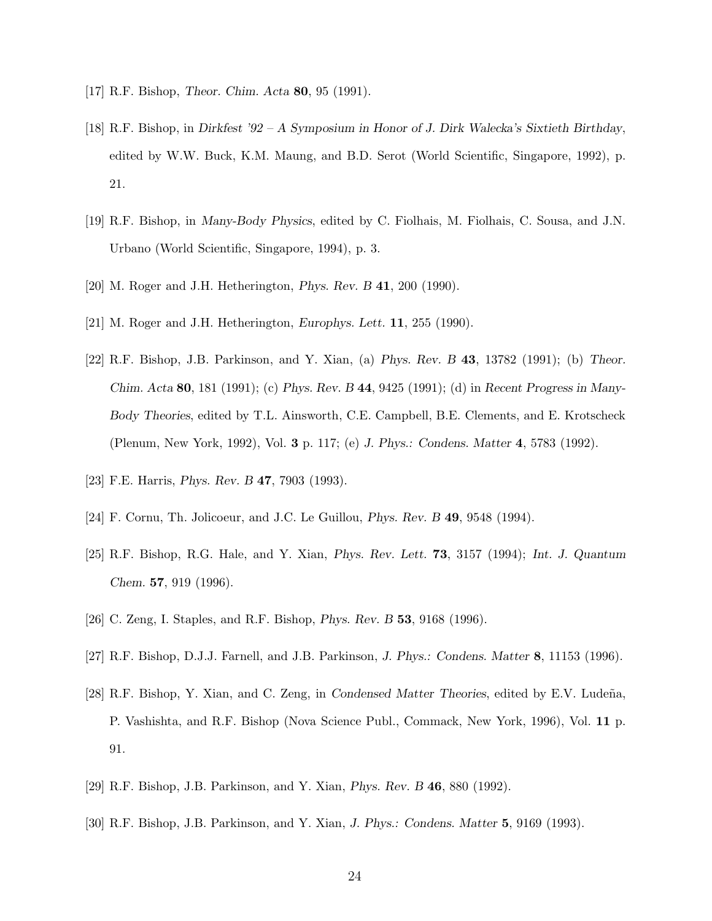[17] R.F. Bishop, *Theor. Chim. Acta* **80**, 95 (1991).

[18] R.F. Bishop, in *Dirkfest '92 – A Symposium in Honor of J. Dirk Walecka's Sixtieth Birthday*, edited by W.W. Buck, K.M. Maung, and B.D. Serot (World Scientific, Singapore, 1992), p. 21.

[19] R.F. Bishop, in *Many-Body Physics*, edited by C. Fiolhais, M. Fiolhais, C. Sousa, and J.N. Urbano (World Scientific, Singapore, 1994), p. 3.

[20] M. Roger and J.H. Hetherington, *Phys. Rev. B* **41**, 200 (1990).

[21] M. Roger and J.H. Hetherington, *Europhys. Lett.* **11**, 255 (1990).

[22] R.F. Bishop, J.B. Parkinson, and Y. Xian, (a) *Phys. Rev. B* **43**, 13782 (1991); (b) *Theor. Chim. Acta* **80**, 181 (1991); (c) *Phys. Rev. B* **44**, 9425 (1991); (d) in *Recent Progress in Many-Body Theories*, edited by T.L. Ainsworth, C.E. Campbell, B.E. Clements, and E. Krotscheck (Plenum, New York, 1992), Vol. **3** p. 117; (e) *J. Phys.: Condens. Matter* **4**, 5783 (1992).

[23] F.E. Harris, *Phys. Rev. B* **47**, 7903 (1993).

[24] F. Cornu, Th. Jolicoeur, and J.C. Le Guillou, *Phys. Rev. B* **49**, 9548 (1994).

[25] R.F. Bishop, R.G. Hale, and Y. Xian, *Phys. Rev. Lett.* **73**, 3157 (1994); *Int. J. Quantum Chem.* **57**, 919 (1996).

[26] C. Zeng, I. Staples, and R.F. Bishop, *Phys. Rev. B* **53**, 9168 (1996).

[27] R.F. Bishop, D.J.J. Farnell, and J.B. Parkinson, *J. Phys.: Condens. Matter* **8**, 11153 (1996).

[28] R.F. Bishop, Y. Xian, and C. Zeng, in *Condensed Matter Theories*, edited by E.V. Ludeña, P. Vashishta, and R.F. Bishop (Nova Science Publ., Commack, New York, 1996), Vol. **11** p. 91.

[29] R.F. Bishop, J.B. Parkinson, and Y. Xian, *Phys. Rev. B* **46**, 880 (1992).

[30] R.F. Bishop, J.B. Parkinson, and Y. Xian, *J. Phys.: Condens. Matter* **5**, 9169 (1993).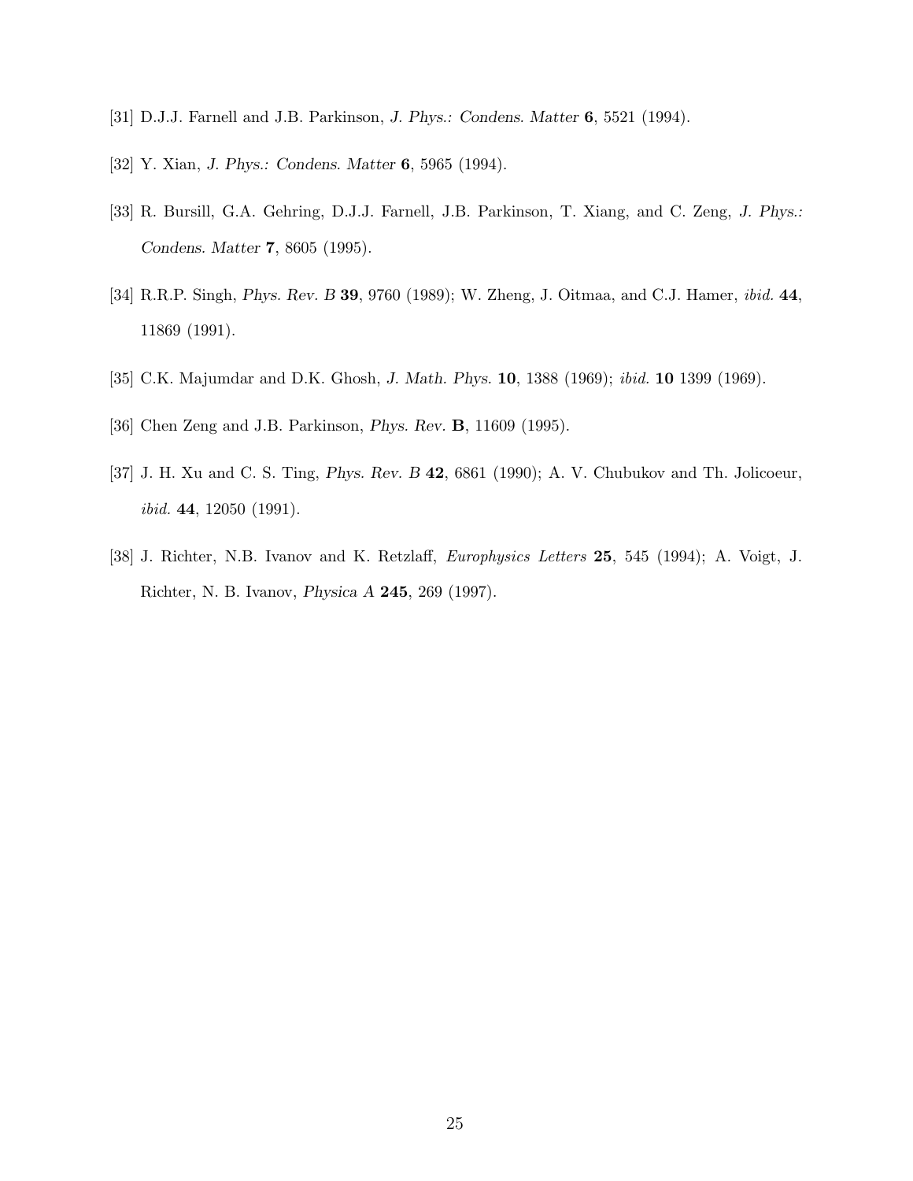[31] D.J.J. Farnell and J.B. Parkinson, *J. Phys.: Condens. Matter* **6**, 5521 (1994).

[32] Y. Xian, *J. Phys.: Condens. Matter* **6**, 5965 (1994).

[33] R. Bursill, G.A. Gehring, D.J.J. Farnell, J.B. Parkinson, T. Xiang, and C. Zeng, *J. Phys.: Condens. Matter* **7**, 8605 (1995).

[34] R.R.P. Singh, *Phys. Rev. B* **39**, 9760 (1989); W. Zheng, J. Oitmaa, and C.J. Hamer, *ibid.* **44**, 11869 (1991).

[35] C.K. Majumdar and D.K. Ghosh, *J. Math. Phys.* **10**, 1388 (1969); *ibid.* **10** 1399 (1969).

[36] Chen Zeng and J.B. Parkinson, *Phys. Rev.* **B**, 11609 (1995).

[37] J. H. Xu and C. S. Ting, *Phys. Rev. B* **42**, 6861 (1990); A. V. Chubukov and Th. Jolicoeur, *ibid.* **44**, 12050 (1991).

[38] J. Richter, N.B. Ivanov and K. Retzlaff, *Europhysics Letters* **25**, 545 (1994); A. Voigt, J. Richter, N. B. Ivanov, *Physica A* **245**, 269 (1997).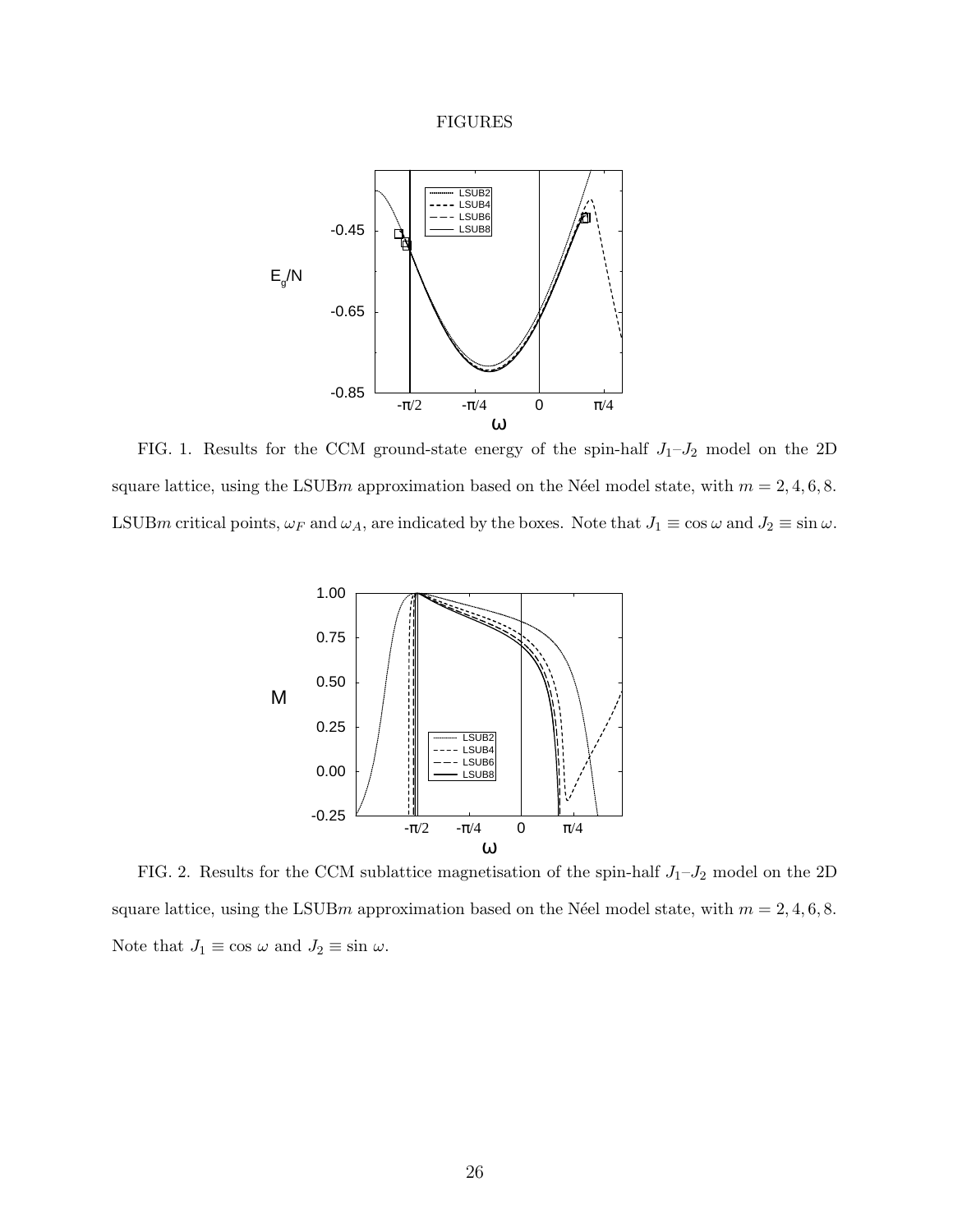# FIGURES

FIG. 1. Results for the CCM ground-state energy of the spin-half $J_1$–$J_2$ model on the 2D square lattice, using the LSUB$m$ approximation based on the Néel model state, with $m = 2, 4, 6, 8$. LSUB$m$ critical points, $\omega_F$ and $\omega_A$, are indicated by the boxes. Note that $J_1 \equiv \cos \omega$ and $J_2 \equiv \sin \omega$.

FIG. 2. Results for the CCM sublattice magnetisation of the spin-half $J_1$–$J_2$ model on the 2D square lattice, using the LSUB$m$ approximation based on the Néel model state, with $m = 2, 4, 6, 8$. Note that $J_1 \equiv \cos\ \omega$ and $J_2 \equiv \sin\ \omega$.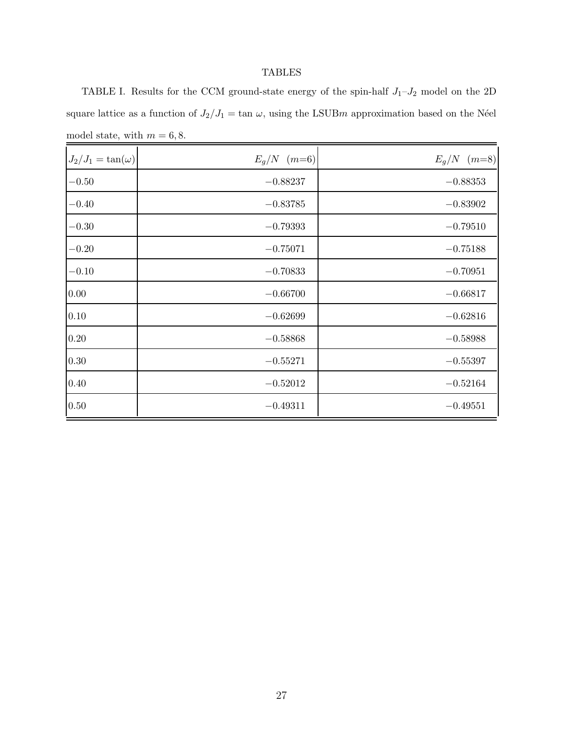# TABLES

TABLE I. Results for the CCM ground-state energy of the spin-half $J_1$–$J_2$ model on the 2D square lattice as a function of $J_2/J_1 = \tan\,\omega$, using the LSUB$m$ approximation based on the Néel model state, with $m = 6, 8$.

| $J_2/J_1 = \tan(\omega)$ | $E_g/N \quad (m{=}6)$ | $E_g/N \quad (m{=}8)$ |
|---|---:|---:|
| $-0.50$ | $-0.88237$ | $-0.88353$ |
| $-0.40$ | $-0.83785$ | $-0.83902$ |
| $-0.30$ | $-0.79393$ | $-0.79510$ |
| $-0.20$ | $-0.75071$ | $-0.75188$ |
| $-0.10$ | $-0.70833$ | $-0.70951$ |
| $0.00$ | $-0.66700$ | $-0.66817$ |
| $0.10$ | $-0.62699$ | $-0.62816$ |
| $0.20$ | $-0.58868$ | $-0.58988$ |
| $0.30$ | $-0.55271$ | $-0.55397$ |
| $0.40$ | $-0.52012$ | $-0.52164$ |
| $0.50$ | $-0.49311$ | $-0.49551$ |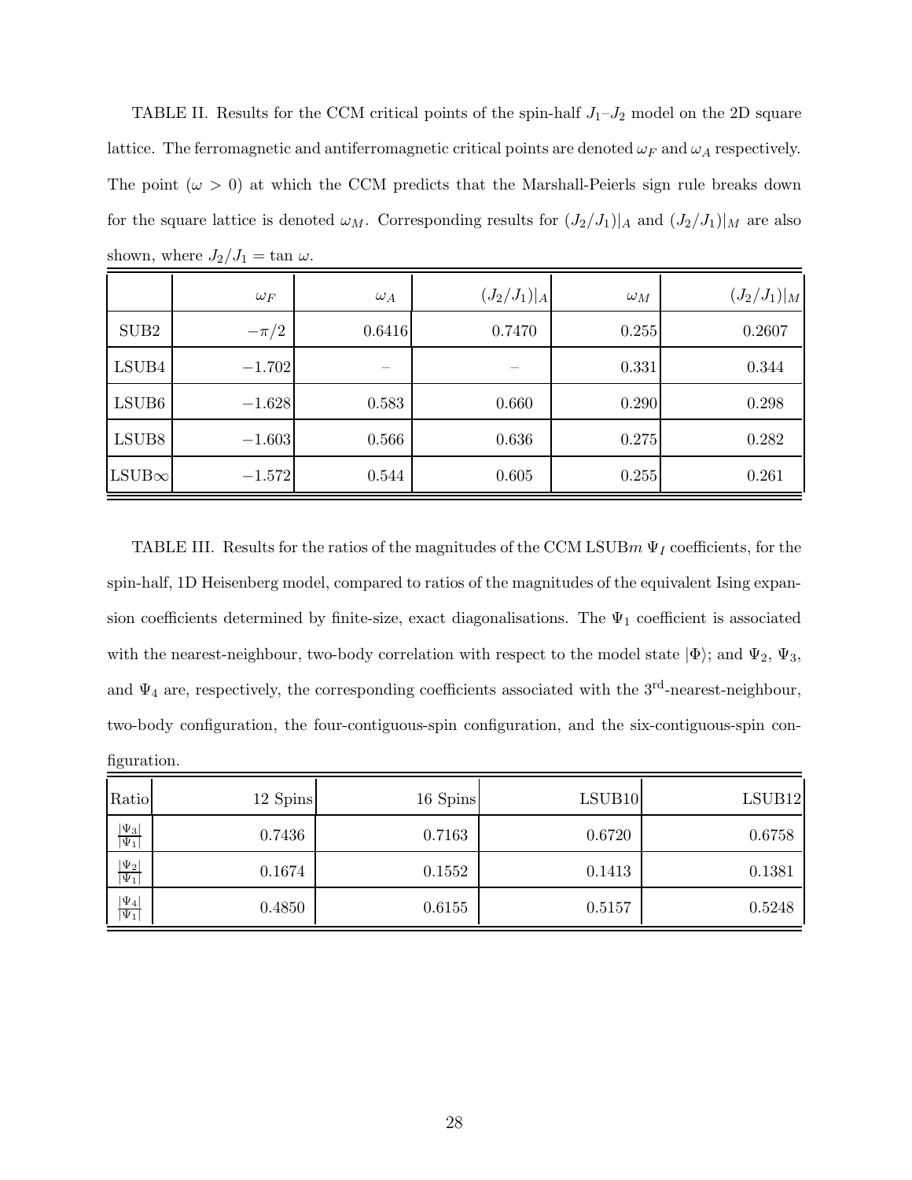TABLE II. Results for the CCM critical points of the spin-half $J_1$–$J_2$ model on the 2D square lattice. The ferromagnetic and antiferromagnetic critical points are denoted $\omega_F$ and $\omega_A$ respectively. The point ($\omega > 0$) at which the CCM predicts that the Marshall-Peierls sign rule breaks down for the square lattice is denoted $\omega_M$. Corresponding results for $(J_2/J_1)|_A$ and $(J_2/J_1)|_M$ are also shown, where $J_2/J_1 = \tan\,\omega$.

| | $\omega_F$ | $\omega_A$ | $(J_2/J_1)\vert_A$ | $\omega_M$ | $(J_2/J_1)\vert_M$ |
|---|---|---|---|---|---|
| SUB2 | $-\pi/2$ | 0.6416 | 0.7470 | 0.255 | 0.2607 |
| LSUB4 | $-1.702$ | – | – | 0.331 | 0.344 |
| LSUB6 | $-1.628$ | 0.583 | 0.660 | 0.290 | 0.298 |
| LSUB8 | $-1.603$ | 0.566 | 0.636 | 0.275 | 0.282 |
| LSUB$\infty$ | $-1.572$ | 0.544 | 0.605 | 0.255 | 0.261 |

TABLE III. Results for the ratios of the magnitudes of the CCM LSUB$m$ $\Psi_I$ coefficients, for the spin-half, 1D Heisenberg model, compared to ratios of the magnitudes of the equivalent Ising expansion coefficients determined by finite-size, exact diagonalisations. The $\Psi_1$ coefficient is associated with the nearest-neighbour, two-body correlation with respect to the model state $|\Phi\rangle$; and $\Psi_2$, $\Psi_3$, and $\Psi_4$ are, respectively, the corresponding coefficients associated with the 3rd-nearest-neighbour, two-body configuration, the four-contiguous-spin configuration, and the six-contiguous-spin configuration.

| Ratio | 12 Spins | 16 Spins | LSUB10 | LSUB12 |
|---|---|---|---|---|
| $\frac{\vert\Psi_3\vert}{\vert\Psi_1\vert}$ | 0.7436 | 0.7163 | 0.6720 | 0.6758 |
| $\frac{\vert\Psi_2\vert}{\vert\Psi_1\vert}$ | 0.1674 | 0.1552 | 0.1413 | 0.1381 |
| $\frac{\vert\Psi_4\vert}{\vert\Psi_1\vert}$ | 0.4850 | 0.6155 | 0.5157 | 0.5248 |